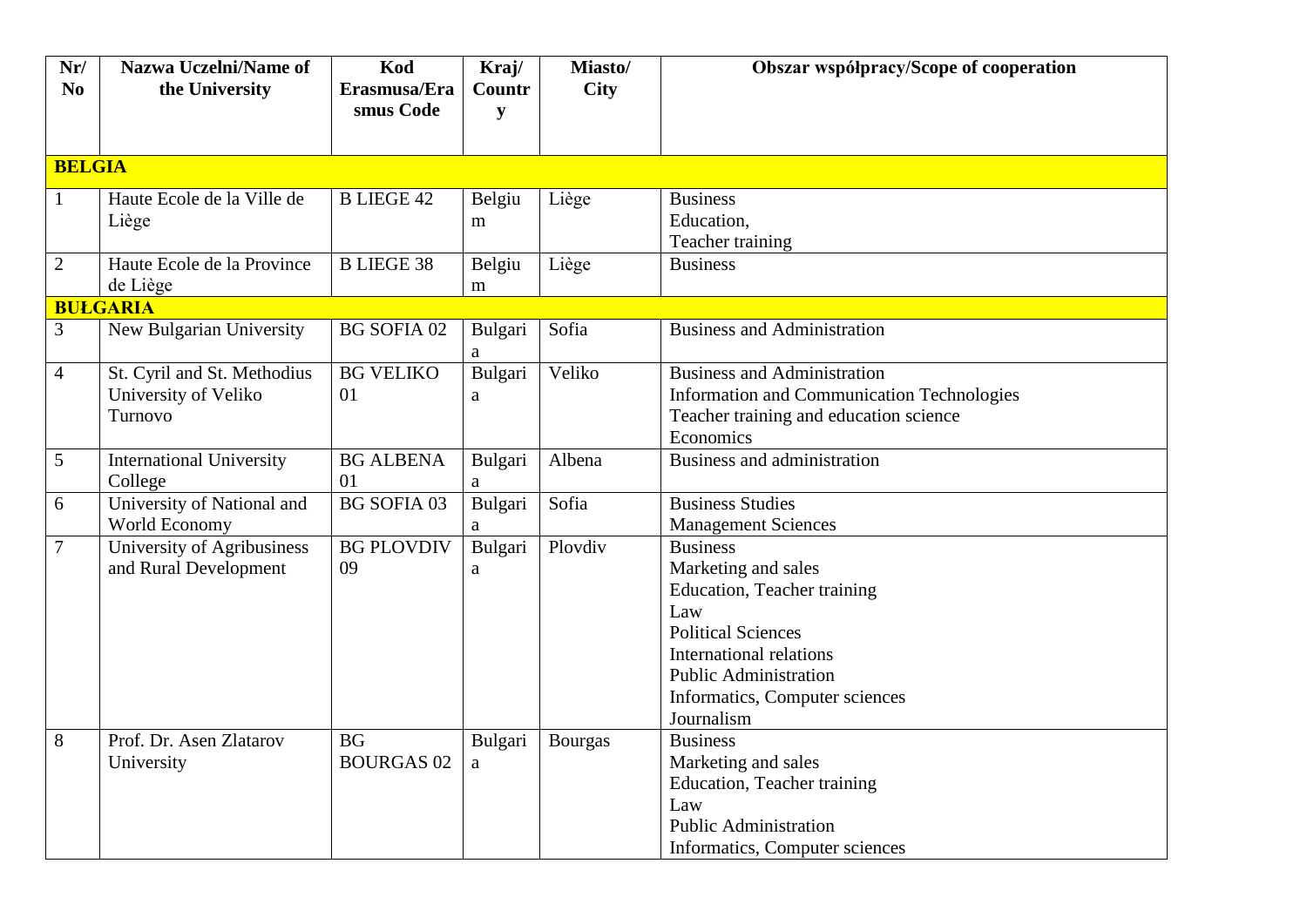| Nr/ No | Nazwa Uczelni/Name of the University | Kod Erasmusa/Erasmus Code | Kraj/ Country | Miasto/ City | Obszar współpracy/Scope of cooperation |
|---|---|---|---|---|---|
| **BELGIA** | | | | | |
| 1 | Haute Ecole de la Ville de Liège | B LIEGE 42 | Belgium | Liège | Business<br>Education,<br>Teacher training |
| 2 | Haute Ecole de la Province de Liège | B LIEGE 38 | Belgium | Liège | Business |
| **BUŁGARIA** | | | | | |
| 3 | New Bulgarian University | BG SOFIA 02 | Bulgaria | Sofia | Business and Administration |
| 4 | St. Cyril and St. Methodius University of Veliko Turnovo | BG VELIKO 01 | Bulgaria | Veliko | Business and Administration<br>Information and Communication Technologies<br>Teacher training and education science<br>Economics |
| 5 | International University College | BG ALBENA 01 | Bulgaria | Albena | Business and administration |
| 6 | University of National and World Economy | BG SOFIA 03 | Bulgaria | Sofia | Business Studies<br>Management Sciences |
| 7 | University of Agribusiness and Rural Development | BG PLOVDIV 09 | Bulgaria | Plovdiv | Business<br>Marketing and sales<br>Education, Teacher training<br>Law<br>Political Sciences<br>International relations<br>Public Administration<br>Informatics, Computer sciences<br>Journalism |
| 8 | Prof. Dr. Asen Zlatarov University | BG BOURGAS 02 | Bulgaria | Bourgas | Business<br>Marketing and sales<br>Education, Teacher training<br>Law<br>Public Administration<br>Informatics, Computer sciences |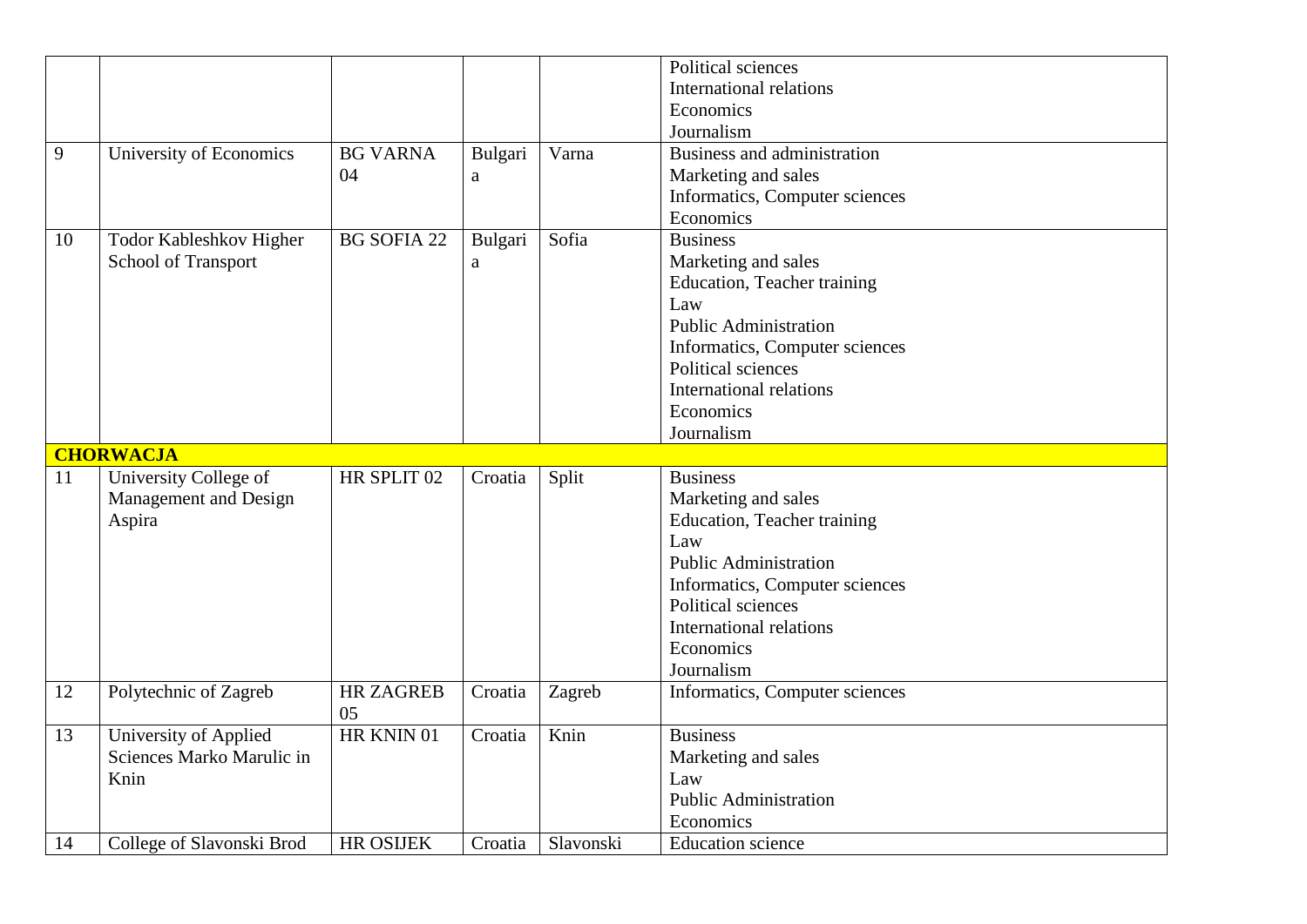| | | | | | |
|---|---|---|---|---|---|
| | | | | | Political sciences<br>International relations<br>Economics<br>Journalism |
| 9 | University of Economics | BG VARNA 04 | Bulgaria | Varna | Business and administration<br>Marketing and sales<br>Informatics, Computer sciences<br>Economics |
| 10 | Todor Kableshkov Higher School of Transport | BG SOFIA 22 | Bulgaria | Sofia | Business<br>Marketing and sales<br>Education, Teacher training<br>Law<br>Public Administration<br>Informatics, Computer sciences<br>Political sciences<br>International relations<br>Economics<br>Journalism |
| **CHORWACJA** | | | | | |
| 11 | University College of Management and Design Aspira | HR SPLIT 02 | Croatia | Split | Business<br>Marketing and sales<br>Education, Teacher training<br>Law<br>Public Administration<br>Informatics, Computer sciences<br>Political sciences<br>International relations<br>Economics<br>Journalism |
| 12 | Polytechnic of Zagreb | HR ZAGREB 05 | Croatia | Zagreb | Informatics, Computer sciences |
| 13 | University of Applied Sciences Marko Marulic in Knin | HR KNIN 01 | Croatia | Knin | Business<br>Marketing and sales<br>Law<br>Public Administration<br>Economics |
| 14 | College of Slavonski Brod | HR OSIJEK | Croatia | Slavonski | Education science |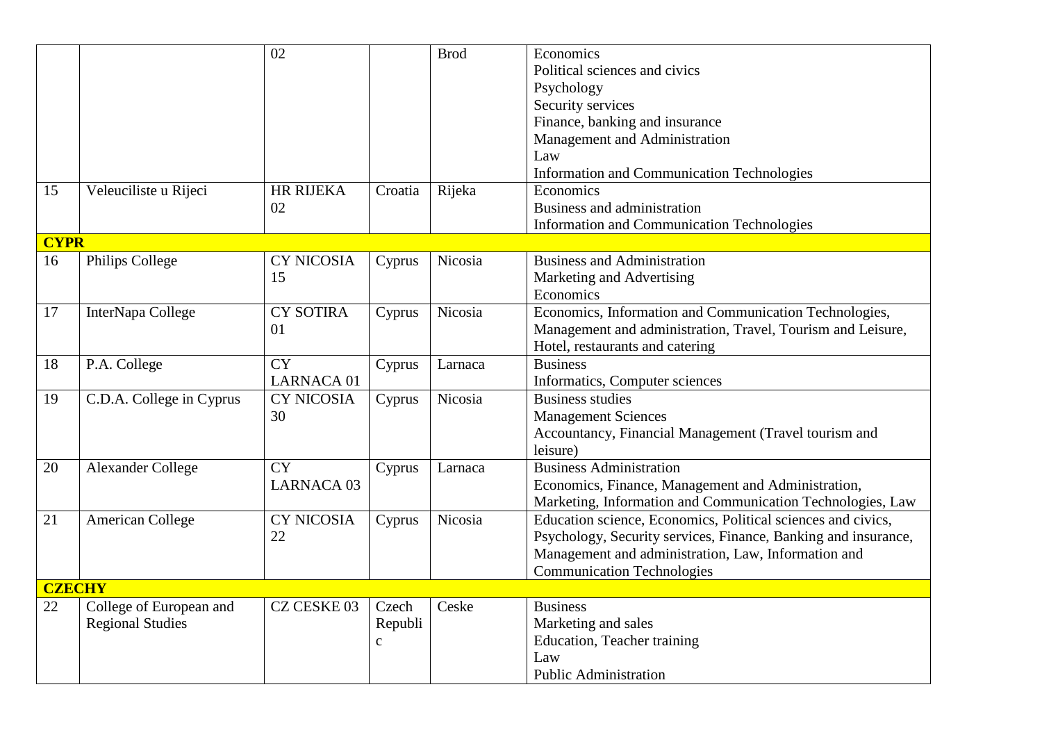| | | | | | |
|---|---|---|---|---|---|
| | | 02 | | Brod | Economics<br>Political sciences and civics<br>Psychology<br>Security services<br>Finance, banking and insurance<br>Management and Administration<br>Law<br>Information and Communication Technologies |
| 15 | Veleuciliste u Rijeci | HR RIJEKA 02 | Croatia | Rijeka | Economics<br>Business and administration<br>Information and Communication Technologies |
| **CYPR** | | | | | |
| 16 | Philips College | CY NICOSIA 15 | Cyprus | Nicosia | Business and Administration<br>Marketing and Advertising<br>Economics |
| 17 | InterNapa College | CY SOTIRA 01 | Cyprus | Nicosia | Economics, Information and Communication Technologies, Management and administration, Travel, Tourism and Leisure, Hotel, restaurants and catering |
| 18 | P.A. College | CY LARNACA 01 | Cyprus | Larnaca | Business<br>Informatics, Computer sciences |
| 19 | C.D.A. College in Cyprus | CY NICOSIA 30 | Cyprus | Nicosia | Business studies<br>Management Sciences<br>Accountancy, Financial Management (Travel tourism and leisure) |
| 20 | Alexander College | CY LARNACA 03 | Cyprus | Larnaca | Business Administration<br>Economics, Finance, Management and Administration, Marketing, Information and Communication Technologies, Law |
| 21 | American College | CY NICOSIA 22 | Cyprus | Nicosia | Education science, Economics, Political sciences and civics, Psychology, Security services, Finance, Banking and insurance, Management and administration, Law, Information and Communication Technologies |
| **CZECHY** | | | | | |
| 22 | College of European and Regional Studies | CZ CESKE 03 | Czech Republic | Ceske | Business<br>Marketing and sales<br>Education, Teacher training<br>Law<br>Public Administration |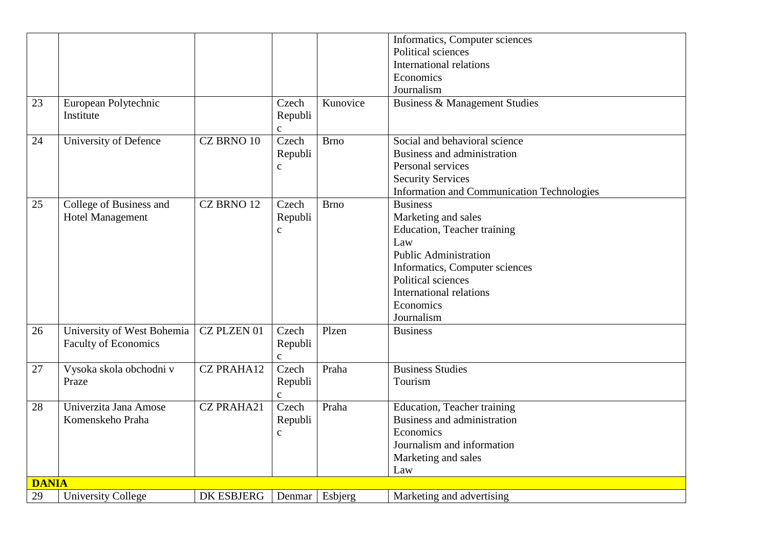| | | | | | |
|---|---|---|---|---|---|
| | | | | | Informatics, Computer sciences<br>Political sciences<br>International relations<br>Economics<br>Journalism |
| 23 | European Polytechnic Institute | | Czech Republic | Kunovice | Business & Management Studies |
| 24 | University of Defence | CZ BRNO 10 | Czech Republic | Brno | Social and behavioral science<br>Business and administration<br>Personal services<br>Security Services<br>Information and Communication Technologies |
| 25 | College of Business and Hotel Management | CZ BRNO 12 | Czech Republic | Brno | Business<br>Marketing and sales<br>Education, Teacher training<br>Law<br>Public Administration<br>Informatics, Computer sciences<br>Political sciences<br>International relations<br>Economics<br>Journalism |
| 26 | University of West Bohemia Faculty of Economics | CZ PLZEN 01 | Czech Republic | Plzen | Business |
| 27 | Vysoka skola obchodni v Praze | CZ PRAHA12 | Czech Republic | Praha | Business Studies<br>Tourism |
| 28 | Univerzita Jana Amose Komenskeho Praha | CZ PRAHA21 | Czech Republic | Praha | Education, Teacher training<br>Business and administration<br>Economics<br>Journalism and information<br>Marketing and sales<br>Law |
| **DANIA** | | | | | |
| 29 | University College | DK ESBJERG | Denmar | Esbjerg | Marketing and advertising |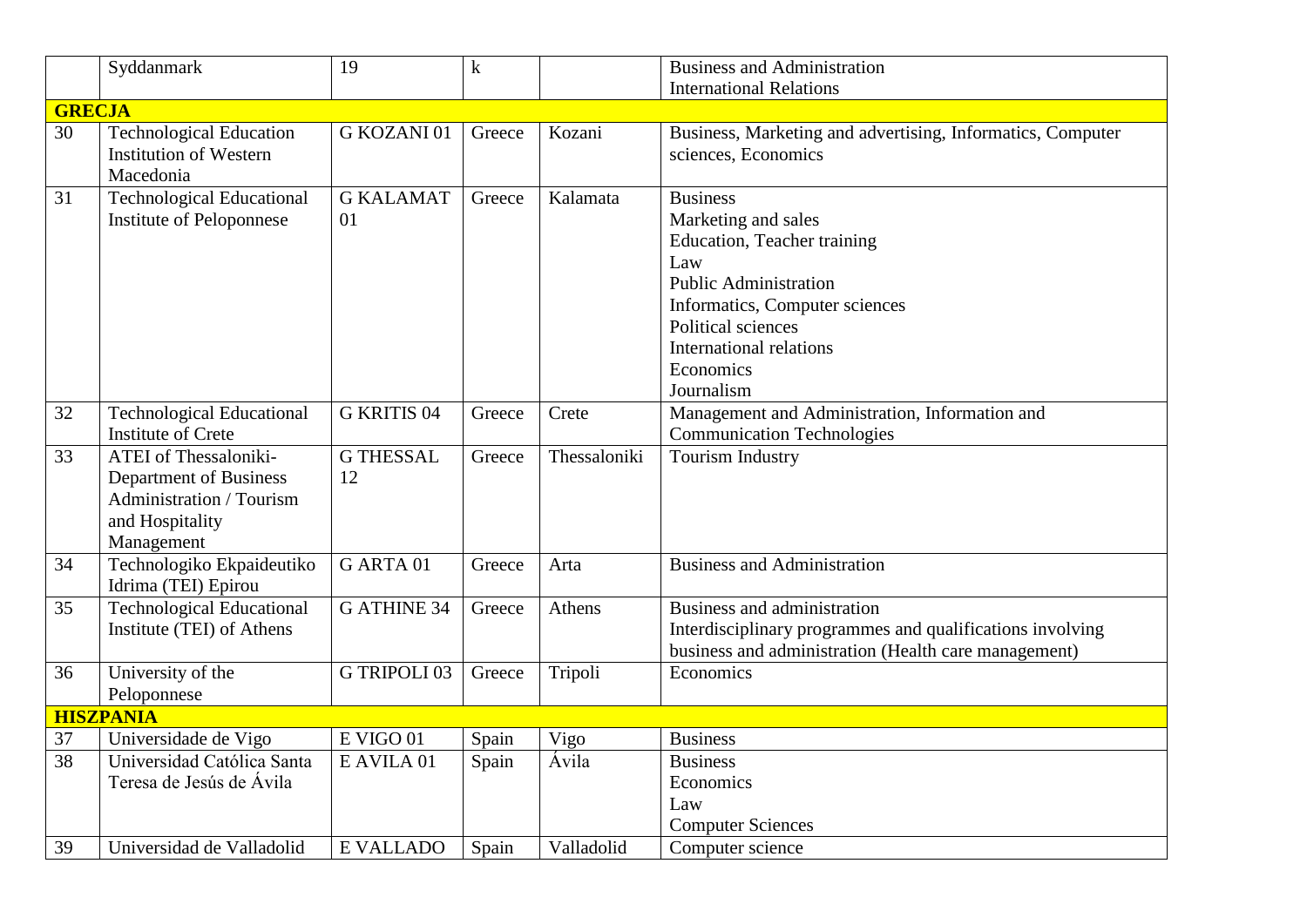|  | Syddanmark | 19 | k |  | Business and Administration<br>International Relations |
|---|---|---|---|---|---|
| **GRECJA** |  |  |  |  |  |
| 30 | Technological Education Institution of Western Macedonia | G KOZANI 01 | Greece | Kozani | Business, Marketing and advertising, Informatics, Computer sciences, Economics |
| 31 | Technological Educational Institute of Peloponnese | G KALAMAT 01 | Greece | Kalamata | Business<br>Marketing and sales<br>Education, Teacher training<br>Law<br>Public Administration<br>Informatics, Computer sciences<br>Political sciences<br>International relations<br>Economics<br>Journalism |
| 32 | Technological Educational Institute of Crete | G KRITIS 04 | Greece | Crete | Management and Administration, Information and Communication Technologies |
| 33 | ATEI of Thessaloniki-Department of Business Administration / Tourism and Hospitality Management | G THESSAL 12 | Greece | Thessaloniki | Tourism Industry |
| 34 | Technologiko Ekpaideutiko Idrima (TEI) Epirou | G ARTA 01 | Greece | Arta | Business and Administration |
| 35 | Technological Educational Institute (TEI) of Athens | G ATHINE 34 | Greece | Athens | Business and administration<br>Interdisciplinary programmes and qualifications involving business and administration (Health care management) |
| 36 | University of the Peloponnese | G TRIPOLI 03 | Greece | Tripoli | Economics |
| **HISZPANIA** |  |  |  |  |  |
| 37 | Universidade de Vigo | E VIGO 01 | Spain | Vigo | Business |
| 38 | Universidad Católica Santa Teresa de Jesús de Ávila | E AVILA 01 | Spain | Ávila | Business<br>Economics<br>Law<br>Computer Sciences |
| 39 | Universidad de Valladolid | E VALLADO | Spain | Valladolid | Computer science |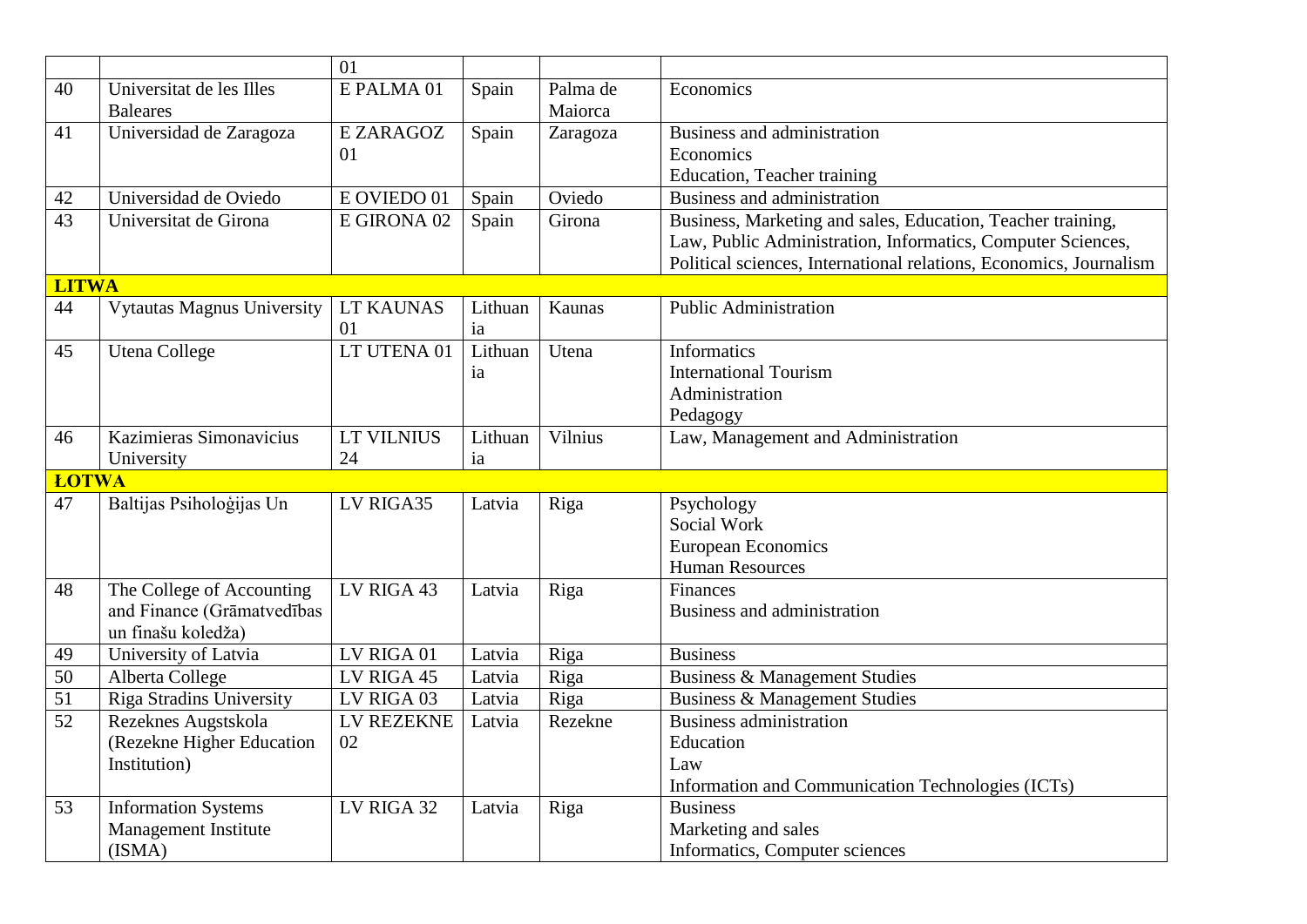| | | 01 | | | |
|---|---|---|---|---|---|
| 40 | Universitat de les Illes Baleares | E PALMA 01 | Spain | Palma de Maiorca | Economics |
| 41 | Universidad de Zaragoza | E ZARAGOZ 01 | Spain | Zaragoza | Business and administration<br>Economics<br>Education, Teacher training |
| 42 | Universidad de Oviedo | E OVIEDO 01 | Spain | Oviedo | Business and administration |
| 43 | Universitat de Girona | E GIRONA 02 | Spain | Girona | Business, Marketing and sales, Education, Teacher training, Law, Public Administration, Informatics, Computer Sciences, Political sciences, International relations, Economics, Journalism |
| **LITWA** | | | | | |
| 44 | Vytautas Magnus University | LT KAUNAS 01 | Lithuania | Kaunas | Public Administration |
| 45 | Utena College | LT UTENA 01 | Lithuania | Utena | Informatics<br>International Tourism<br>Administration<br>Pedagogy |
| 46 | Kazimieras Simonavicius University | LT VILNIUS 24 | Lithuania | Vilnius | Law, Management and Administration |
| **ŁOTWA** | | | | | |
| 47 | Baltijas Psiholoģijas Un | LV RIGA35 | Latvia | Riga | Psychology<br>Social Work<br>European Economics<br>Human Resources |
| 48 | The College of Accounting and Finance (Grāmatvedības un finašu koledža) | LV RIGA 43 | Latvia | Riga | Finances<br>Business and administration |
| 49 | University of Latvia | LV RIGA 01 | Latvia | Riga | Business |
| 50 | Alberta College | LV RIGA 45 | Latvia | Riga | Business & Management Studies |
| 51 | Riga Stradins University | LV RIGA 03 | Latvia | Riga | Business & Management Studies |
| 52 | Rezeknes Augstskola (Rezekne Higher Education Institution) | LV REZEKNE 02 | Latvia | Rezekne | Business administration<br>Education<br>Law<br>Information and Communication Technologies (ICTs) |
| 53 | Information Systems Management Institute (ISMA) | LV RIGA 32 | Latvia | Riga | Business<br>Marketing and sales<br>Informatics, Computer sciences |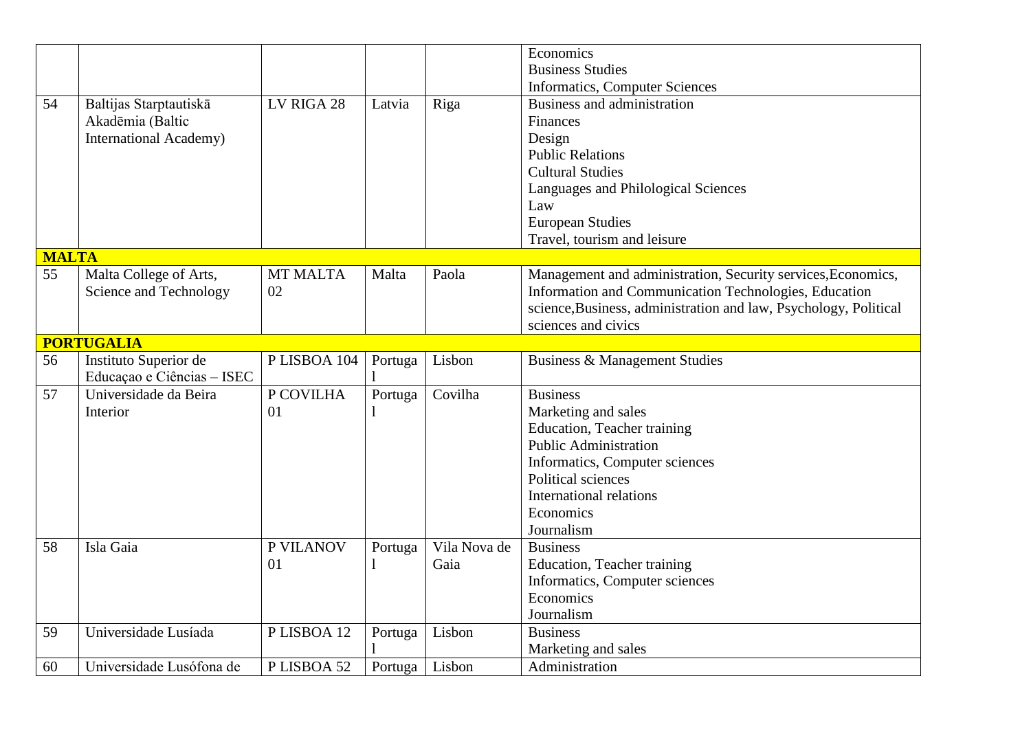| | | | | | |
|---|---|---|---|---|---|
| | | | | | Economics<br>Business Studies<br>Informatics, Computer Sciences |
| 54 | Baltijas Starptautiskā Akadēmia (Baltic International Academy) | LV RIGA 28 | Latvia | Riga | Business and administration<br>Finances<br>Design<br>Public Relations<br>Cultural Studies<br>Languages and Philological Sciences<br>Law<br>European Studies<br>Travel, tourism and leisure |
| **MALTA** | | | | | |
| 55 | Malta College of Arts, Science and Technology | MT MALTA 02 | Malta | Paola | Management and administration, Security services,Economics, Information and Communication Technologies, Education science,Business, administration and law, Psychology, Political sciences and civics |
| **PORTUGALIA** | | | | | |
| 56 | Instituto Superior de Educaçao e Ciências – ISEC | P LISBOA 104 | Portugal | Lisbon | Business & Management Studies |
| 57 | Universidade da Beira Interior | P COVILHA 01 | Portugal | Covilha | Business<br>Marketing and sales<br>Education, Teacher training<br>Public Administration<br>Informatics, Computer sciences<br>Political sciences<br>International relations<br>Economics<br>Journalism |
| 58 | Isla Gaia | P VILANOV 01 | Portugal | Vila Nova de Gaia | Business<br>Education, Teacher training<br>Informatics, Computer sciences<br>Economics<br>Journalism |
| 59 | Universidade Lusíada | P LISBOA 12 | Portugal | Lisbon | Business<br>Marketing and sales |
| 60 | Universidade Lusófona de | P LISBOA 52 | Portugal | Lisbon | Administration |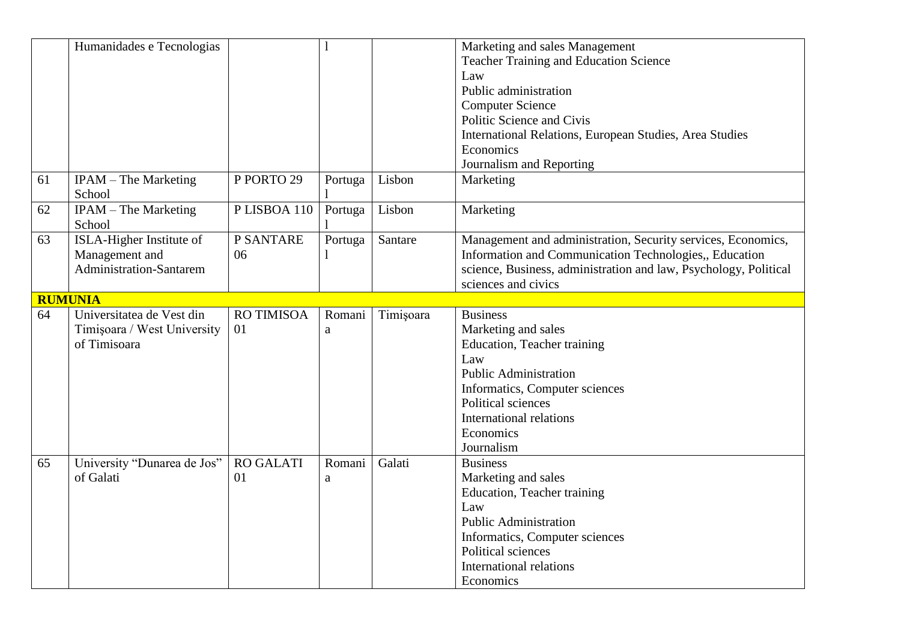|  | Humanidades e Tecnologias |  | l |  | Marketing and sales Management<br>Teacher Training and Education Science<br>Law<br>Public administration<br>Computer Science<br>Politic Science and Civis<br>International Relations, European Studies, Area Studies<br>Economics<br>Journalism and Reporting |
|---|---|---|---|---|---|
| 61 | IPAM – The Marketing School | P PORTO 29 | Portugal | Lisbon | Marketing |
| 62 | IPAM – The Marketing School | P LISBOA 110 | Portugal | Lisbon | Marketing |
| 63 | ISLA-Higher Institute of Management and Administration-Santarem | P SANTARE 06 | Portugal | Santare | Management and administration, Security services, Economics, Information and Communication Technologies,, Education science, Business, administration and law, Psychology, Political sciences and civics |
| **RUMUNIA** |  |  |  |  |  |
| 64 | Universitatea de Vest din Timişoara / West University of Timisoara | RO TIMISOA 01 | Romania | Timişoara | Business<br>Marketing and sales<br>Education, Teacher training<br>Law<br>Public Administration<br>Informatics, Computer sciences<br>Political sciences<br>International relations<br>Economics<br>Journalism |
| 65 | University "Dunarea de Jos" of Galati | RO GALATI 01 | Romania | Galati | Business<br>Marketing and sales<br>Education, Teacher training<br>Law<br>Public Administration<br>Informatics, Computer sciences<br>Political sciences<br>International relations<br>Economics |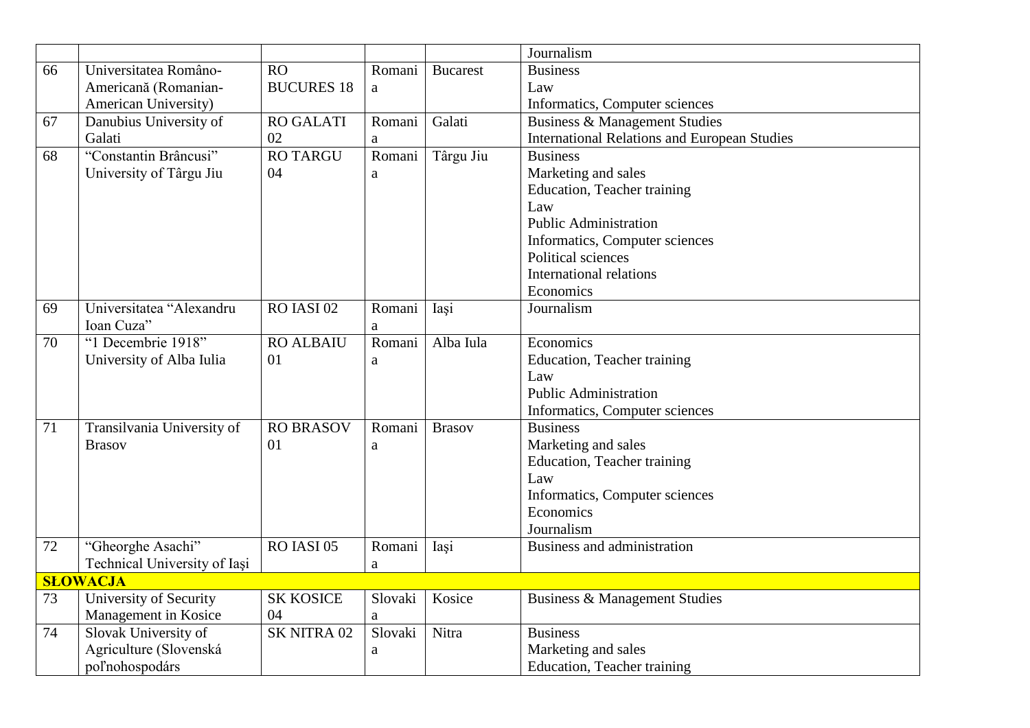| | | | | | |
|---|---|---|---|---|---|
| | | | | | Journalism |
| 66 | Universitatea Româno-Americană (Romanian-American University) | RO BUCURES 18 | Romania | Bucarest | Business<br>Law<br>Informatics, Computer sciences |
| 67 | Danubius University of Galati | RO GALATI 02 | Romania | Galati | Business & Management Studies<br>International Relations and European Studies |
| 68 | "Constantin Brâncusi" University of Târgu Jiu | RO TARGU 04 | Romania | Târgu Jiu | Business<br>Marketing and sales<br>Education, Teacher training<br>Law<br>Public Administration<br>Informatics, Computer sciences<br>Political sciences<br>International relations<br>Economics |
| 69 | Universitatea "Alexandru Ioan Cuza" | RO IASI 02 | Romania | Iaşi | Journalism |
| 70 | "1 Decembrie 1918" University of Alba Iulia | RO ALBAIU 01 | Romania | Alba Iula | Economics<br>Education, Teacher training<br>Law<br>Public Administration<br>Informatics, Computer sciences |
| 71 | Transilvania University of Brasov | RO BRASOV 01 | Romania | Brasov | Business<br>Marketing and sales<br>Education, Teacher training<br>Law<br>Informatics, Computer sciences<br>Economics<br>Journalism |
| 72 | "Gheorghe Asachi" Technical University of Iaşi | RO IASI 05 | Romania | Iaşi | Business and administration |
| **SŁOWACJA** | | | | | |
| 73 | University of Security Management in Kosice | SK KOSICE 04 | Slovakia | Kosice | Business & Management Studies |
| 74 | Slovak University of Agriculture (Slovenská poľnohospodárs | SK NITRA 02 | Slovakia | Nitra | Business<br>Marketing and sales<br>Education, Teacher training |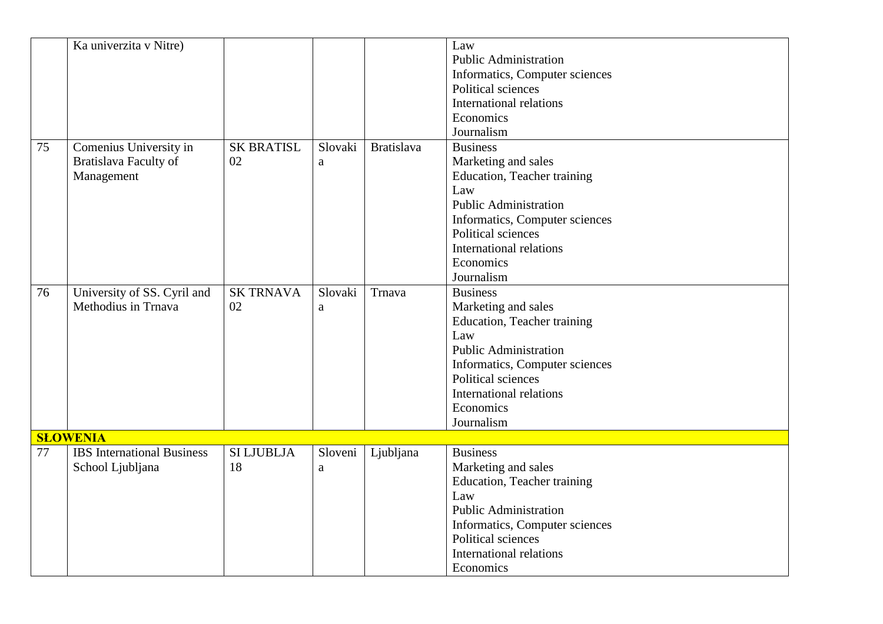|  |  |  |  |  |  |
|---|---|---|---|---|---|
|  | Ka univerzita v Nitre) |  |  |  | Law<br>Public Administration<br>Informatics, Computer sciences<br>Political sciences<br>International relations<br>Economics<br>Journalism |
| 75 | Comenius University in Bratislava Faculty of Management | SK BRATISL 02 | Slovakia | Bratislava | Business<br>Marketing and sales<br>Education, Teacher training<br>Law<br>Public Administration<br>Informatics, Computer sciences<br>Political sciences<br>International relations<br>Economics<br>Journalism |
| 76 | University of SS. Cyril and Methodius in Trnava | SK TRNAVA 02 | Slovakia | Trnava | Business<br>Marketing and sales<br>Education, Teacher training<br>Law<br>Public Administration<br>Informatics, Computer sciences<br>Political sciences<br>International relations<br>Economics<br>Journalism |
| **SŁOWENIA** |  |  |  |  |  |
| 77 | IBS International Business School Ljubljana | SI LJUBLJA 18 | Slovenia | Ljubljana | Business<br>Marketing and sales<br>Education, Teacher training<br>Law<br>Public Administration<br>Informatics, Computer sciences<br>Political sciences<br>International relations<br>Economics |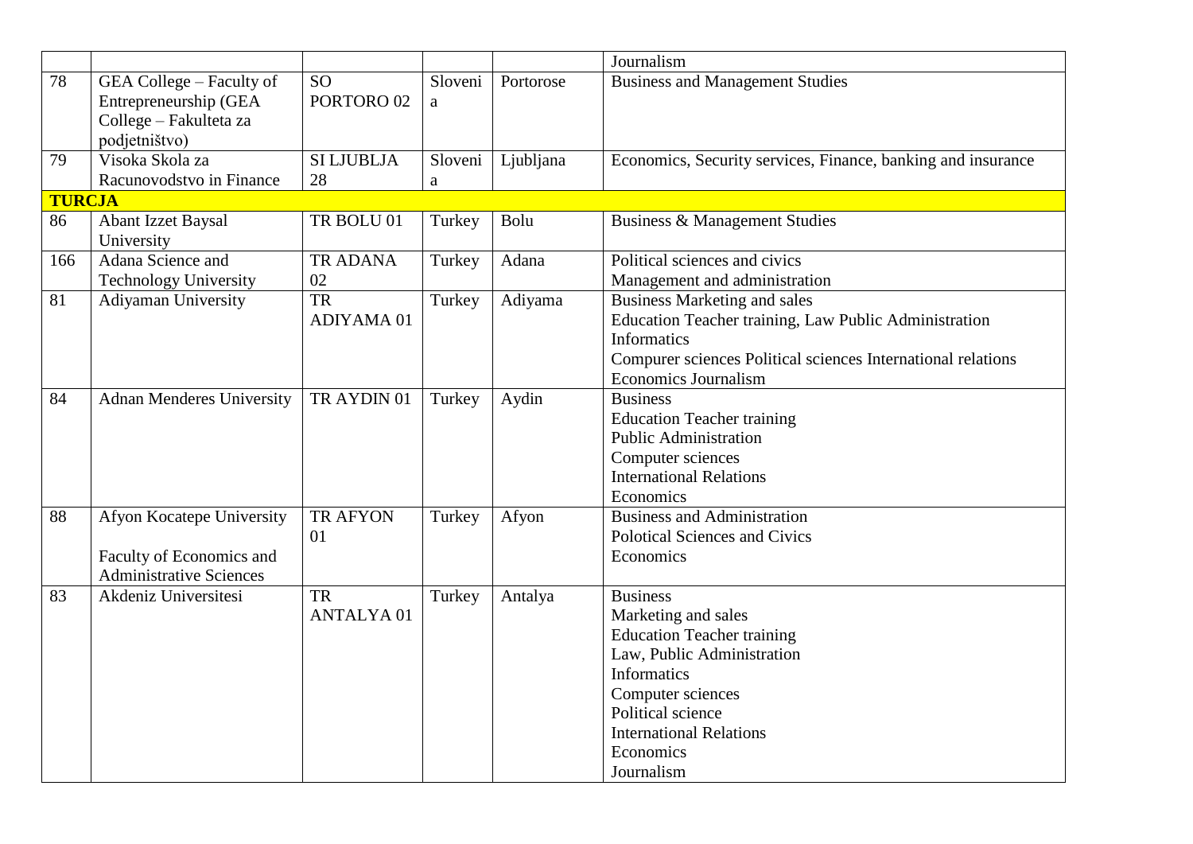| | | | | | |
|---|---|---|---|---|---|
| | | | | | Journalism |
| 78 | GEA College – Faculty of Entrepreneurship (GEA College – Fakulteta za podjetništvo) | SO PORTORO 02 | Slovenia | Portorose | Business and Management Studies |
| 79 | Visoka Skola za Racunovodstvo in Finance | SI LJUBLJA 28 | Slovenia | Ljubljana | Economics, Security services, Finance, banking and insurance |
| **TURCJA** | | | | | |
| 86 | Abant Izzet Baysal University | TR BOLU 01 | Turkey | Bolu | Business & Management Studies |
| 166 | Adana Science and Technology University | TR ADANA 02 | Turkey | Adana | Political sciences and civics<br>Management and administration |
| 81 | Adiyaman University | TR ADIYAMA 01 | Turkey | Adiyama | Business Marketing and sales<br>Education Teacher training, Law Public Administration<br>Informatics<br>Compurer sciences Political sciences International relations<br>Economics Journalism |
| 84 | Adnan Menderes University | TR AYDIN 01 | Turkey | Aydin | Business<br>Education Teacher training<br>Public Administration<br>Computer sciences<br>International Relations<br>Economics |
| 88 | Afyon Kocatepe University<br><br>Faculty of Economics and Administrative Sciences | TR AFYON 01 | Turkey | Afyon | Business and Administration<br>Polotical Sciences and Civics<br>Economics |
| 83 | Akdeniz Universitesi | TR ANTALYA 01 | Turkey | Antalya | Business<br>Marketing and sales<br>Education Teacher training<br>Law, Public Administration<br>Informatics<br>Computer sciences<br>Political science<br>International Relations<br>Economics<br>Journalism |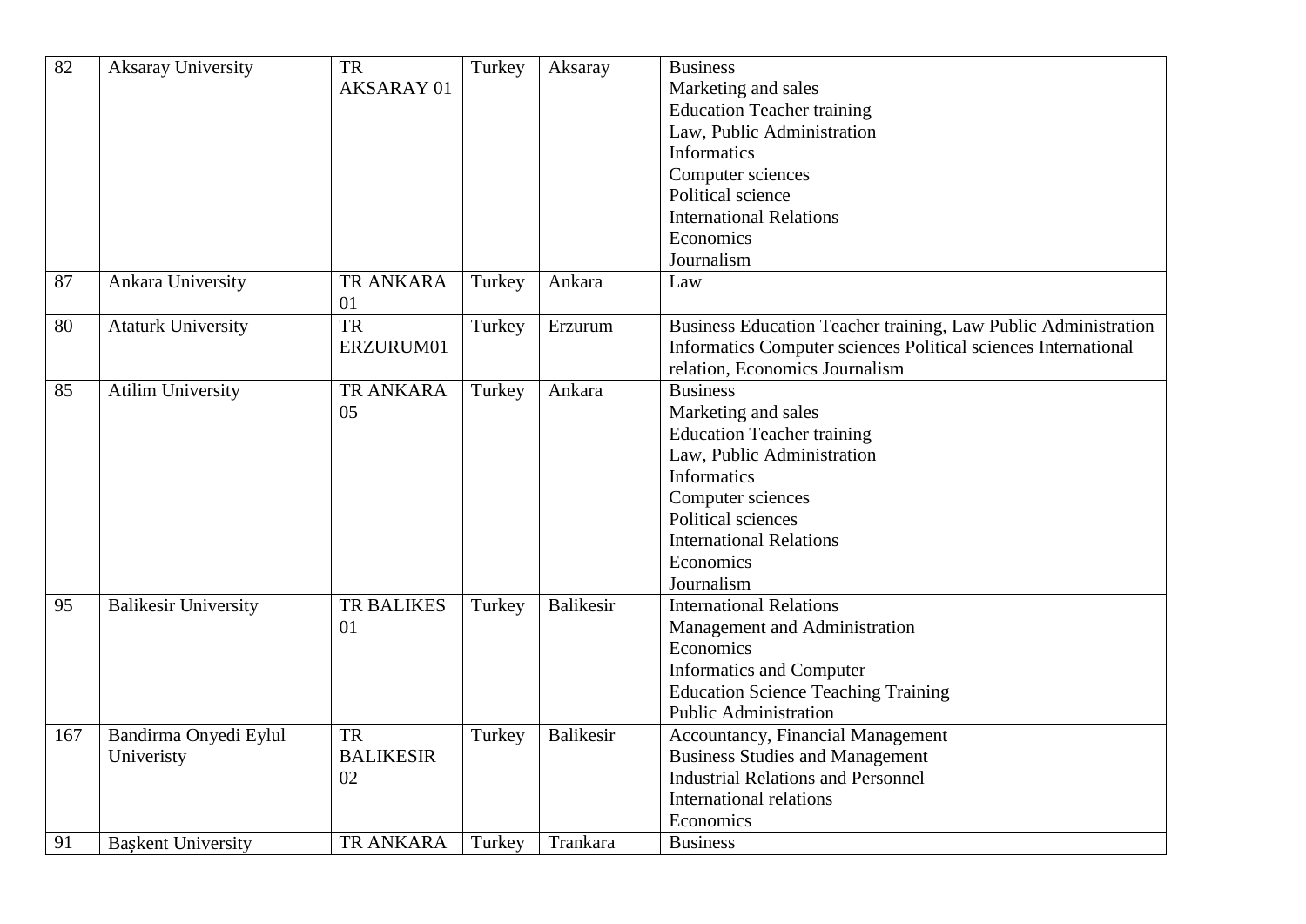| 82 | Aksaray University | TR AKSARAY 01 | Turkey | Aksaray | Business<br>Marketing and sales<br>Education Teacher training<br>Law, Public Administration<br>Informatics<br>Computer sciences<br>Political science<br>International Relations<br>Economics<br>Journalism |
|---|---|---|---|---|---|
| 87 | Ankara University | TR ANKARA 01 | Turkey | Ankara | Law |
| 80 | Ataturk University | TR ERZURUM01 | Turkey | Erzurum | Business Education Teacher training, Law Public Administration Informatics Computer sciences Political sciences International relation, Economics Journalism |
| 85 | Atilim University | TR ANKARA 05 | Turkey | Ankara | Business<br>Marketing and sales<br>Education Teacher training<br>Law, Public Administration<br>Informatics<br>Computer sciences<br>Political sciences<br>International Relations<br>Economics<br>Journalism |
| 95 | Balikesir University | TR BALIKES 01 | Turkey | Balikesir | International Relations<br>Management and Administration<br>Economics<br>Informatics and Computer<br>Education Science Teaching Training<br>Public Administration |
| 167 | Bandirma Onyedi Eylul Univeristy | TR BALIKESIR 02 | Turkey | Balikesir | Accountancy, Financial Management<br>Business Studies and Management<br>Industrial Relations and Personnel<br>International relations<br>Economics |
| 91 | Başkent University | TR ANKARA | Turkey | Trankara | Business |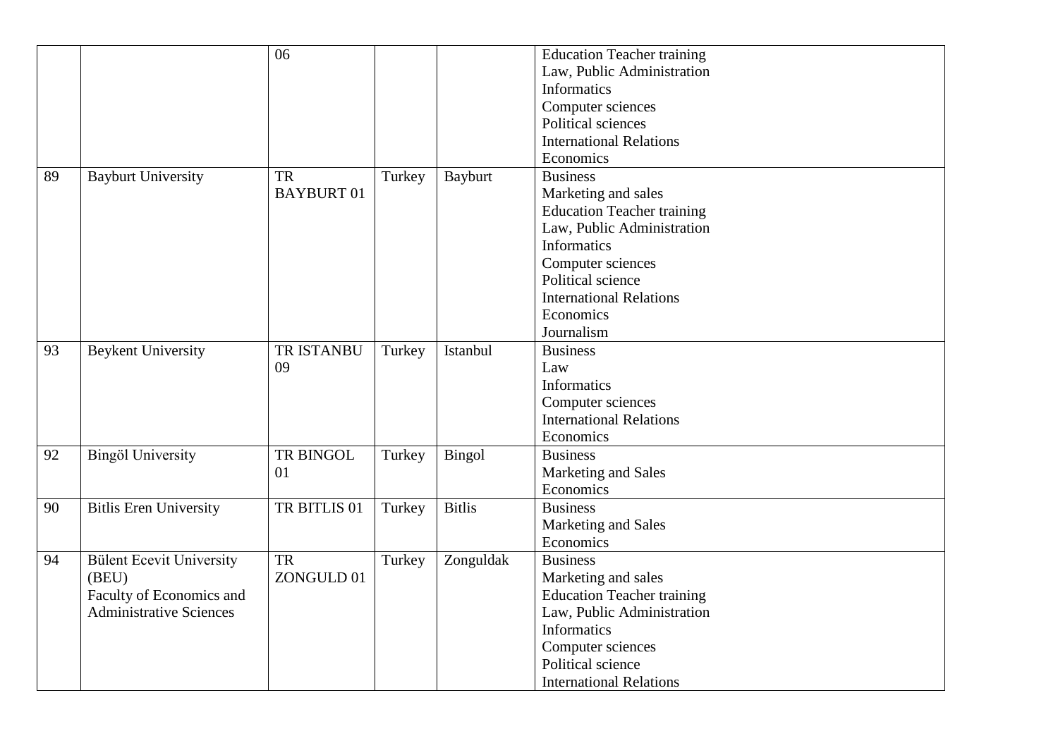|  |  |  |  |  |  |
|---|---|---|---|---|---|
|  |  | 06 |  |  | Education Teacher training<br>Law, Public Administration<br>Informatics<br>Computer sciences<br>Political sciences<br>International Relations<br>Economics |
| 89 | Bayburt University | TR BAYBURT 01 | Turkey | Bayburt | Business<br>Marketing and sales<br>Education Teacher training<br>Law, Public Administration<br>Informatics<br>Computer sciences<br>Political science<br>International Relations<br>Economics<br>Journalism |
| 93 | Beykent University | TR ISTANBU 09 | Turkey | Istanbul | Business<br>Law<br>Informatics<br>Computer sciences<br>International Relations<br>Economics |
| 92 | Bingöl University | TR BINGOL 01 | Turkey | Bingol | Business<br>Marketing and Sales<br>Economics |
| 90 | Bitlis Eren University | TR BITLIS 01 | Turkey | Bitlis | Business<br>Marketing and Sales<br>Economics |
| 94 | Bülent Ecevit University (BEU)<br>Faculty of Economics and Administrative Sciences | TR ZONGULD 01 | Turkey | Zonguldak | Business<br>Marketing and sales<br>Education Teacher training<br>Law, Public Administration<br>Informatics<br>Computer sciences<br>Political science<br>International Relations |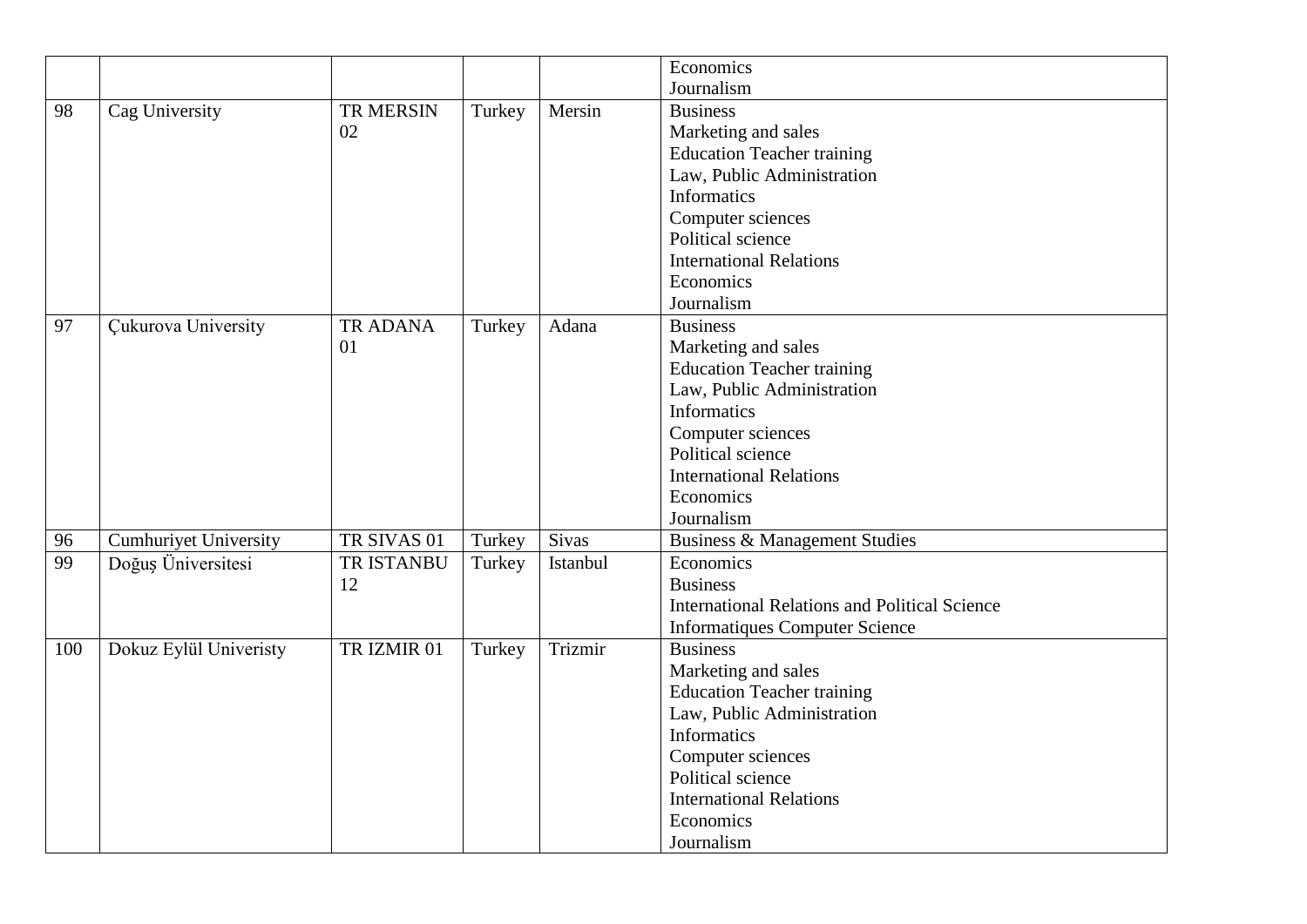| | | | | | |
|---|---|---|---|---|---|
| | | | | | Economics<br>Journalism |
| 98 | Cag University | TR MERSIN 02 | Turkey | Mersin | Business<br>Marketing and sales<br>Education Teacher training<br>Law, Public Administration<br>Informatics<br>Computer sciences<br>Political science<br>International Relations<br>Economics<br>Journalism |
| 97 | Çukurova University | TR ADANA 01 | Turkey | Adana | Business<br>Marketing and sales<br>Education Teacher training<br>Law, Public Administration<br>Informatics<br>Computer sciences<br>Political science<br>International Relations<br>Economics<br>Journalism |
| 96 | Cumhuriyet University | TR SIVAS 01 | Turkey | Sivas | Business & Management Studies |
| 99 | Doğuş Üniversitesi | TR ISTANBU 12 | Turkey | Istanbul | Economics<br>Business<br>International Relations and Political Science<br>Informatiques Computer Science |
| 100 | Dokuz Eylül Univeristy | TR IZMIR 01 | Turkey | Trizmir | Business<br>Marketing and sales<br>Education Teacher training<br>Law, Public Administration<br>Informatics<br>Computer sciences<br>Political science<br>International Relations<br>Economics<br>Journalism |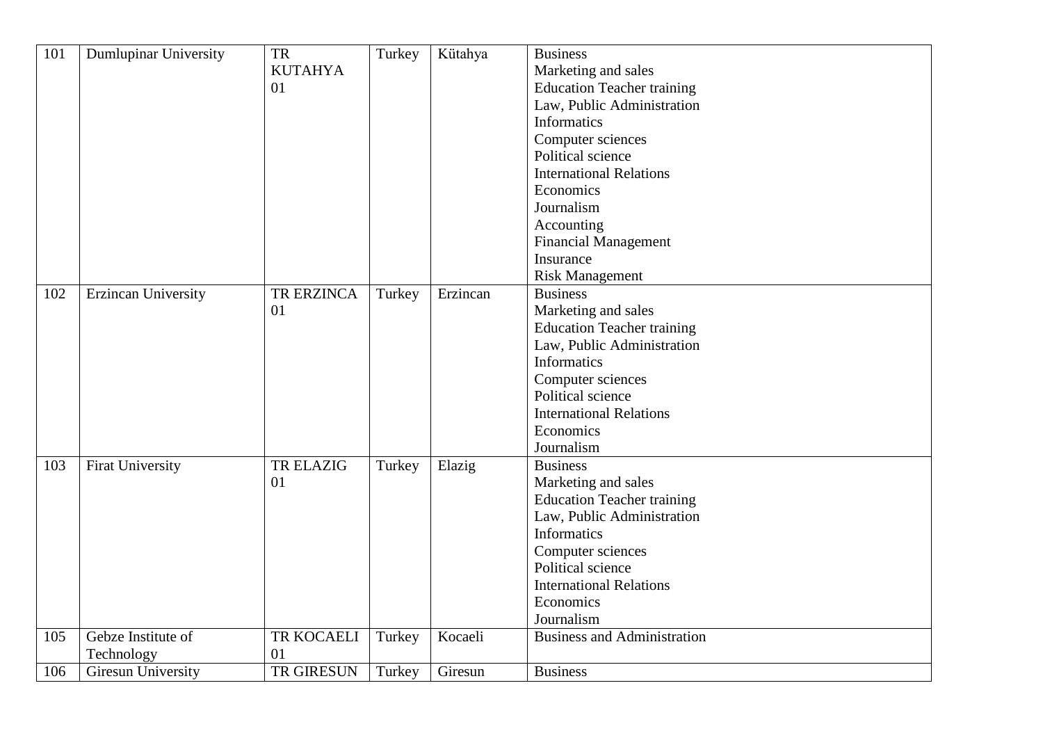| 101 | Dumlupinar University | TR KUTAHYA 01 | Turkey | Kütahya | Business<br>Marketing and sales<br>Education Teacher training<br>Law, Public Administration<br>Informatics<br>Computer sciences<br>Political science<br>International Relations<br>Economics<br>Journalism<br>Accounting<br>Financial Management<br>Insurance<br>Risk Management |
|---|---|---|---|---|---|
| 102 | Erzincan University | TR ERZINCA 01 | Turkey | Erzincan | Business<br>Marketing and sales<br>Education Teacher training<br>Law, Public Administration<br>Informatics<br>Computer sciences<br>Political science<br>International Relations<br>Economics<br>Journalism |
| 103 | Firat University | TR ELAZIG 01 | Turkey | Elazig | Business<br>Marketing and sales<br>Education Teacher training<br>Law, Public Administration<br>Informatics<br>Computer sciences<br>Political science<br>International Relations<br>Economics<br>Journalism |
| 105 | Gebze Institute of Technology | TR KOCAELI 01 | Turkey | Kocaeli | Business and Administration |
| 106 | Giresun University | TR GIRESUN | Turkey | Giresun | Business |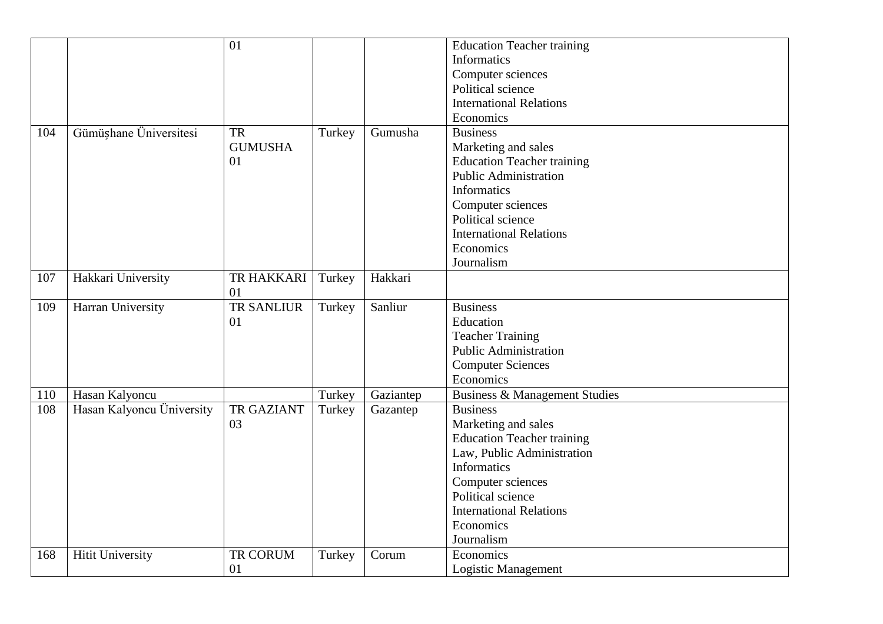|  |  | 01 |  |  | Education Teacher training<br>Informatics<br>Computer sciences<br>Political science<br>International Relations<br>Economics |
|---|---|---|---|---|---|
| 104 | Gümüşhane Üniversitesi | TR GUMUSHA 01 | Turkey | Gumusha | Business<br>Marketing and sales<br>Education Teacher training<br>Public Administration<br>Informatics<br>Computer sciences<br>Political science<br>International Relations<br>Economics<br>Journalism |
| 107 | Hakkari University | TR HAKKARI 01 | Turkey | Hakkari |  |
| 109 | Harran University | TR SANLIUR 01 | Turkey | Sanliur | Business<br>Education<br>Teacher Training<br>Public Administration<br>Computer Sciences<br>Economics |
| 110 | Hasan Kalyoncu |  | Turkey | Gaziantep | Business & Management Studies |
| 108 | Hasan Kalyoncu Üniversity | TR GAZIANT 03 | Turkey | Gazantep | Business<br>Marketing and sales<br>Education Teacher training<br>Law, Public Administration<br>Informatics<br>Computer sciences<br>Political science<br>International Relations<br>Economics<br>Journalism |
| 168 | Hitit University | TR CORUM 01 | Turkey | Corum | Economics<br>Logistic Management |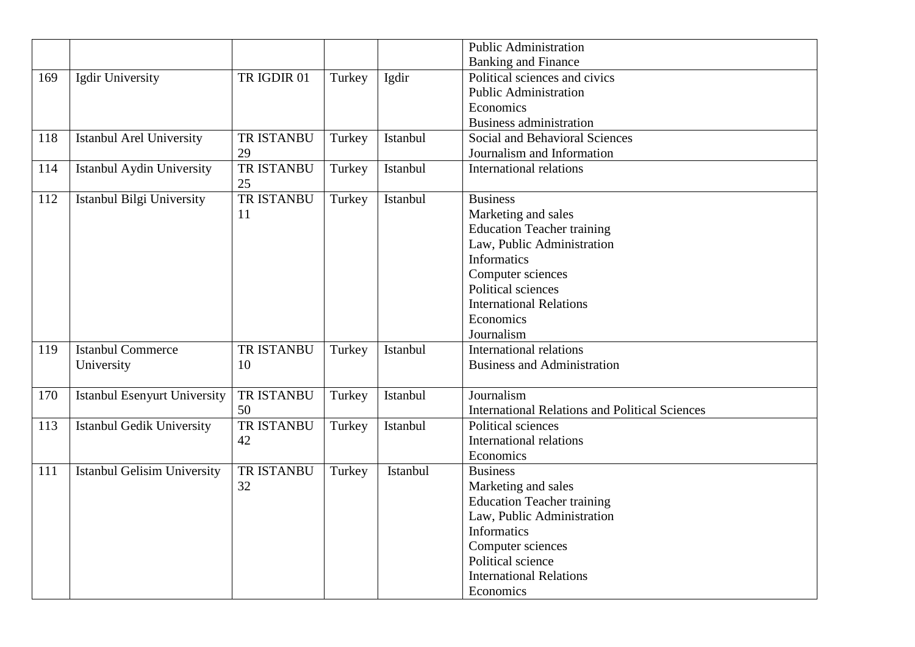| | | | | | |
|---|---|---|---|---|---|
| | | | | | Public Administration<br>Banking and Finance |
| 169 | Igdir University | TR IGDIR 01 | Turkey | Igdir | Political sciences and civics<br>Public Administration<br>Economics<br>Business administration |
| 118 | Istanbul Arel University | TR ISTANBU 29 | Turkey | Istanbul | Social and Behavioral Sciences<br>Journalism and Information |
| 114 | Istanbul Aydin University | TR ISTANBU 25 | Turkey | Istanbul | International relations |
| 112 | Istanbul Bilgi University | TR ISTANBU 11 | Turkey | Istanbul | Business<br>Marketing and sales<br>Education Teacher training<br>Law, Public Administration<br>Informatics<br>Computer sciences<br>Political sciences<br>International Relations<br>Economics<br>Journalism |
| 119 | Istanbul Commerce University | TR ISTANBU 10 | Turkey | Istanbul | International relations<br>Business and Administration |
| 170 | Istanbul Esenyurt University | TR ISTANBU 50 | Turkey | Istanbul | Journalism<br>International Relations and Political Sciences |
| 113 | Istanbul Gedik University | TR ISTANBU 42 | Turkey | Istanbul | Political sciences<br>International relations<br>Economics |
| 111 | Istanbul Gelisim University | TR ISTANBU 32 | Turkey | Istanbul | Business<br>Marketing and sales<br>Education Teacher training<br>Law, Public Administration<br>Informatics<br>Computer sciences<br>Political science<br>International Relations<br>Economics |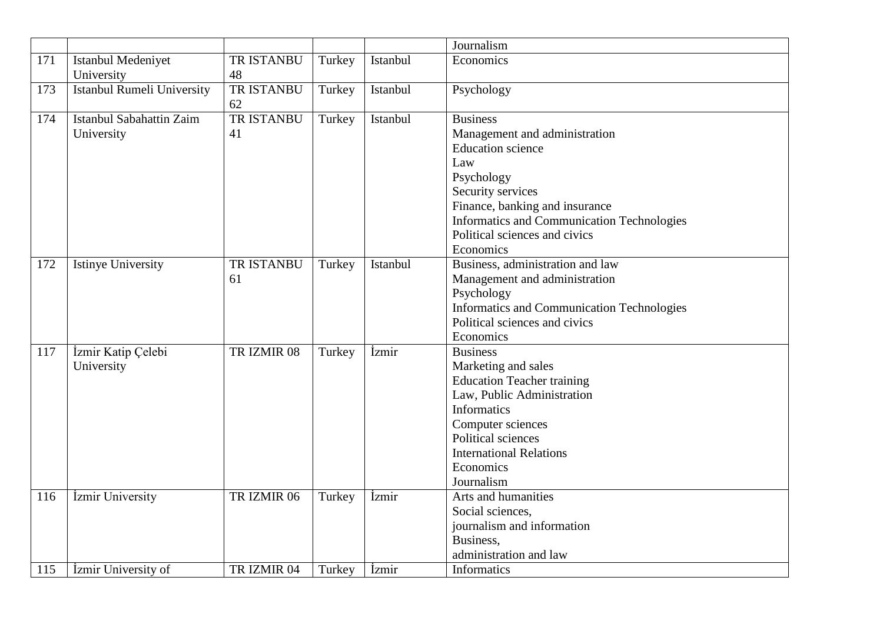| | | | | | |
|---|---|---|---|---|---|
| | | | | | Journalism |
| 171 | Istanbul Medeniyet University | TR ISTANBU 48 | Turkey | Istanbul | Economics |
| 173 | Istanbul Rumeli University | TR ISTANBU 62 | Turkey | Istanbul | Psychology |
| 174 | Istanbul Sabahattin Zaim University | TR ISTANBU 41 | Turkey | Istanbul | Business<br>Management and administration<br>Education science<br>Law<br>Psychology<br>Security services<br>Finance, banking and insurance<br>Informatics and Communication Technologies<br>Political sciences and civics<br>Economics |
| 172 | Istinye University | TR ISTANBU 61 | Turkey | Istanbul | Business, administration and law<br>Management and administration<br>Psychology<br>Informatics and Communication Technologies<br>Political sciences and civics<br>Economics |
| 117 | İzmir Katip Çelebi University | TR IZMIR 08 | Turkey | İzmir | Business<br>Marketing and sales<br>Education Teacher training<br>Law, Public Administration<br>Informatics<br>Computer sciences<br>Political sciences<br>International Relations<br>Economics<br>Journalism |
| 116 | İzmir University | TR IZMIR 06 | Turkey | İzmir | Arts and humanities<br>Social sciences,<br>journalism and information<br>Business,<br>administration and law |
| 115 | İzmir University of | TR IZMIR 04 | Turkey | İzmir | Informatics |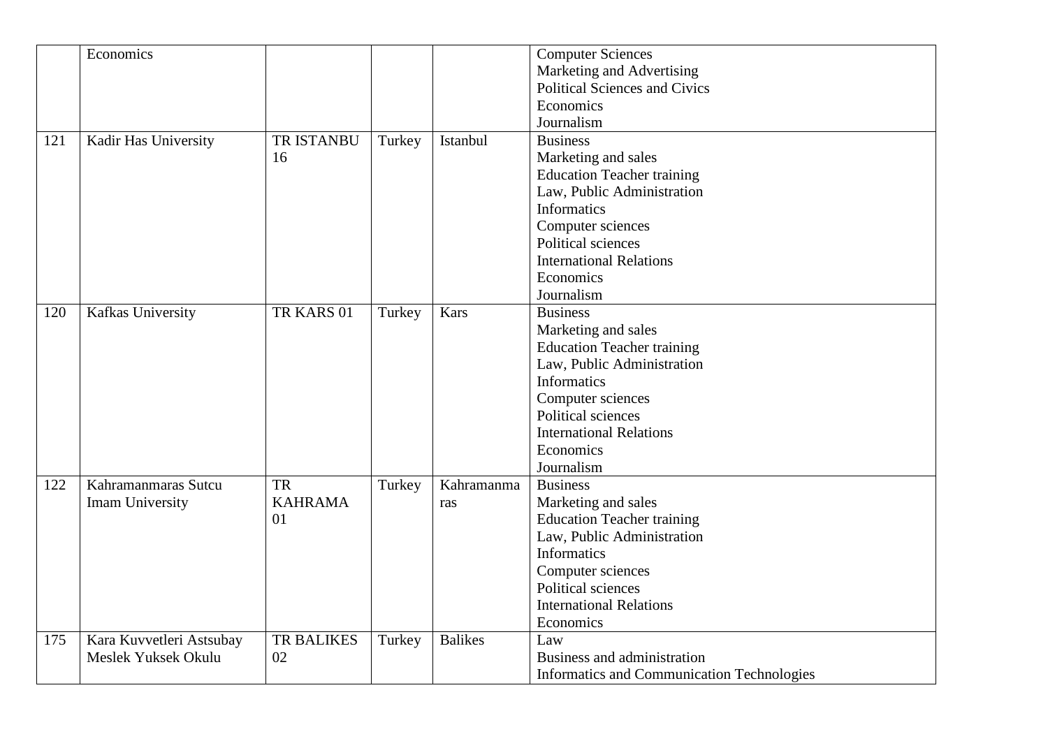|  | Economics |  |  |  | Computer Sciences<br>Marketing and Advertising<br>Political Sciences and Civics<br>Economics<br>Journalism |
|---|---|---|---|---|---|
| 121 | Kadir Has University | TR ISTANBU 16 | Turkey | Istanbul | Business<br>Marketing and sales<br>Education Teacher training<br>Law, Public Administration<br>Informatics<br>Computer sciences<br>Political sciences<br>International Relations<br>Economics<br>Journalism |
| 120 | Kafkas University | TR KARS 01 | Turkey | Kars | Business<br>Marketing and sales<br>Education Teacher training<br>Law, Public Administration<br>Informatics<br>Computer sciences<br>Political sciences<br>International Relations<br>Economics<br>Journalism |
| 122 | Kahramanmaras Sutcu Imam University | TR KAHRAMA 01 | Turkey | Kahramanmaras | Business<br>Marketing and sales<br>Education Teacher training<br>Law, Public Administration<br>Informatics<br>Computer sciences<br>Political sciences<br>International Relations<br>Economics |
| 175 | Kara Kuvvetleri Astsubay Meslek Yuksek Okulu | TR BALIKES 02 | Turkey | Balikes | Law<br>Business and administration<br>Informatics and Communication Technologies |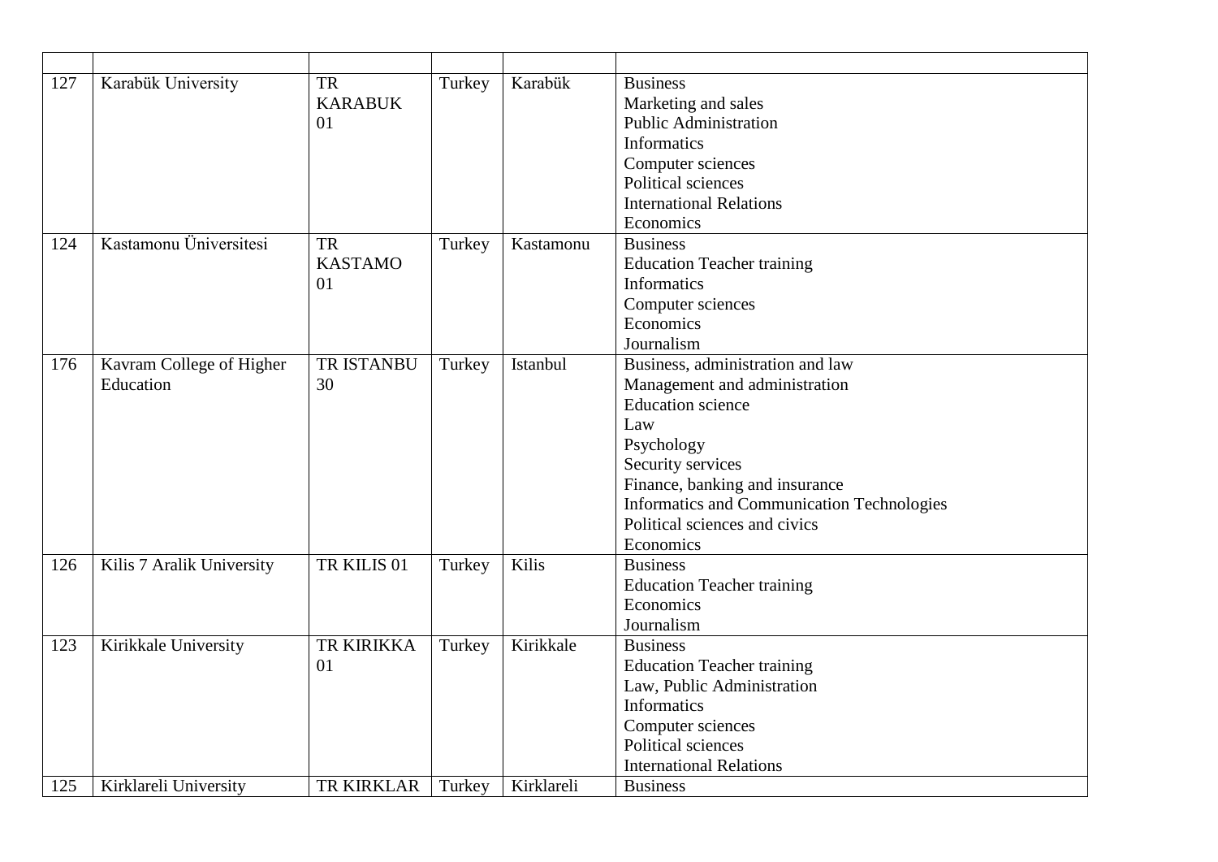| | | | | | |
|---|---|---|---|---|---|
| 127 | Karabük University | TR KARABUK 01 | Turkey | Karabük | Business<br>Marketing and sales<br>Public Administration<br>Informatics<br>Computer sciences<br>Political sciences<br>International Relations<br>Economics |
| 124 | Kastamonu Üniversitesi | TR KASTAMO 01 | Turkey | Kastamonu | Business<br>Education Teacher training<br>Informatics<br>Computer sciences<br>Economics<br>Journalism |
| 176 | Kavram College of Higher Education | TR ISTANBU 30 | Turkey | Istanbul | Business, administration and law<br>Management and administration<br>Education science<br>Law<br>Psychology<br>Security services<br>Finance, banking and insurance<br>Informatics and Communication Technologies<br>Political sciences and civics<br>Economics |
| 126 | Kilis 7 Aralik University | TR KILIS 01 | Turkey | Kilis | Business<br>Education Teacher training<br>Economics<br>Journalism |
| 123 | Kirikkale University | TR KIRIKKA 01 | Turkey | Kirikkale | Business<br>Education Teacher training<br>Law, Public Administration<br>Informatics<br>Computer sciences<br>Political sciences<br>International Relations |
| 125 | Kirklareli University | TR KIRKLAR | Turkey | Kirklareli | Business |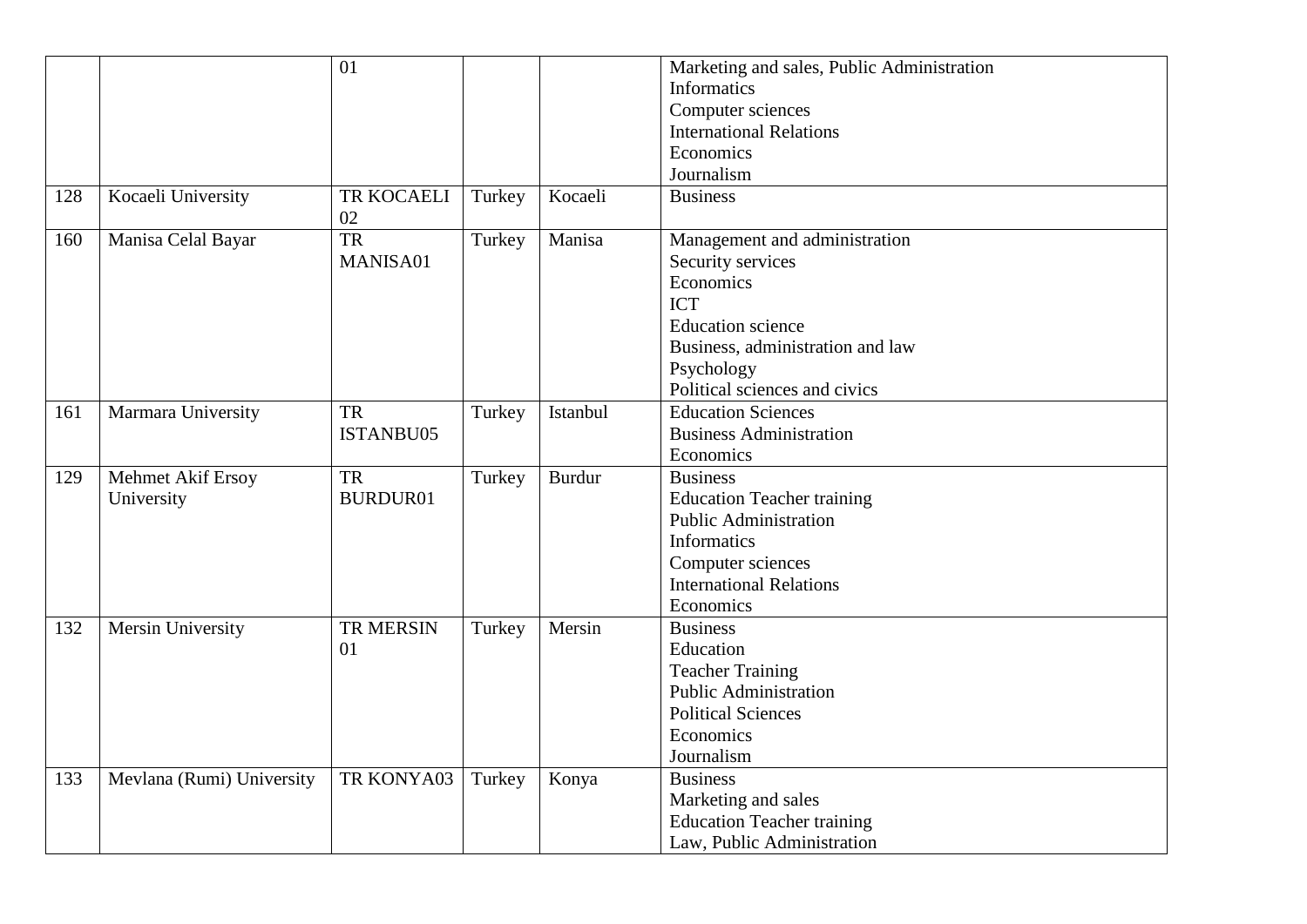| | | | | | |
|---|---|---|---|---|---|
| | | 01 | | | Marketing and sales, Public Administration<br>Informatics<br>Computer sciences<br>International Relations<br>Economics<br>Journalism |
| 128 | Kocaeli University | TR KOCAELI 02 | Turkey | Kocaeli | Business |
| 160 | Manisa Celal Bayar | TR MANISA01 | Turkey | Manisa | Management and administration<br>Security services<br>Economics<br>ICT<br>Education science<br>Business, administration and law<br>Psychology<br>Political sciences and civics |
| 161 | Marmara University | TR ISTANBU05 | Turkey | Istanbul | Education Sciences<br>Business Administration<br>Economics |
| 129 | Mehmet Akif Ersoy University | TR BURDUR01 | Turkey | Burdur | Business<br>Education Teacher training<br>Public Administration<br>Informatics<br>Computer sciences<br>International Relations<br>Economics |
| 132 | Mersin University | TR MERSIN 01 | Turkey | Mersin | Business<br>Education<br>Teacher Training<br>Public Administration<br>Political Sciences<br>Economics<br>Journalism |
| 133 | Mevlana (Rumi) University | TR KONYA03 | Turkey | Konya | Business<br>Marketing and sales<br>Education Teacher training<br>Law, Public Administration |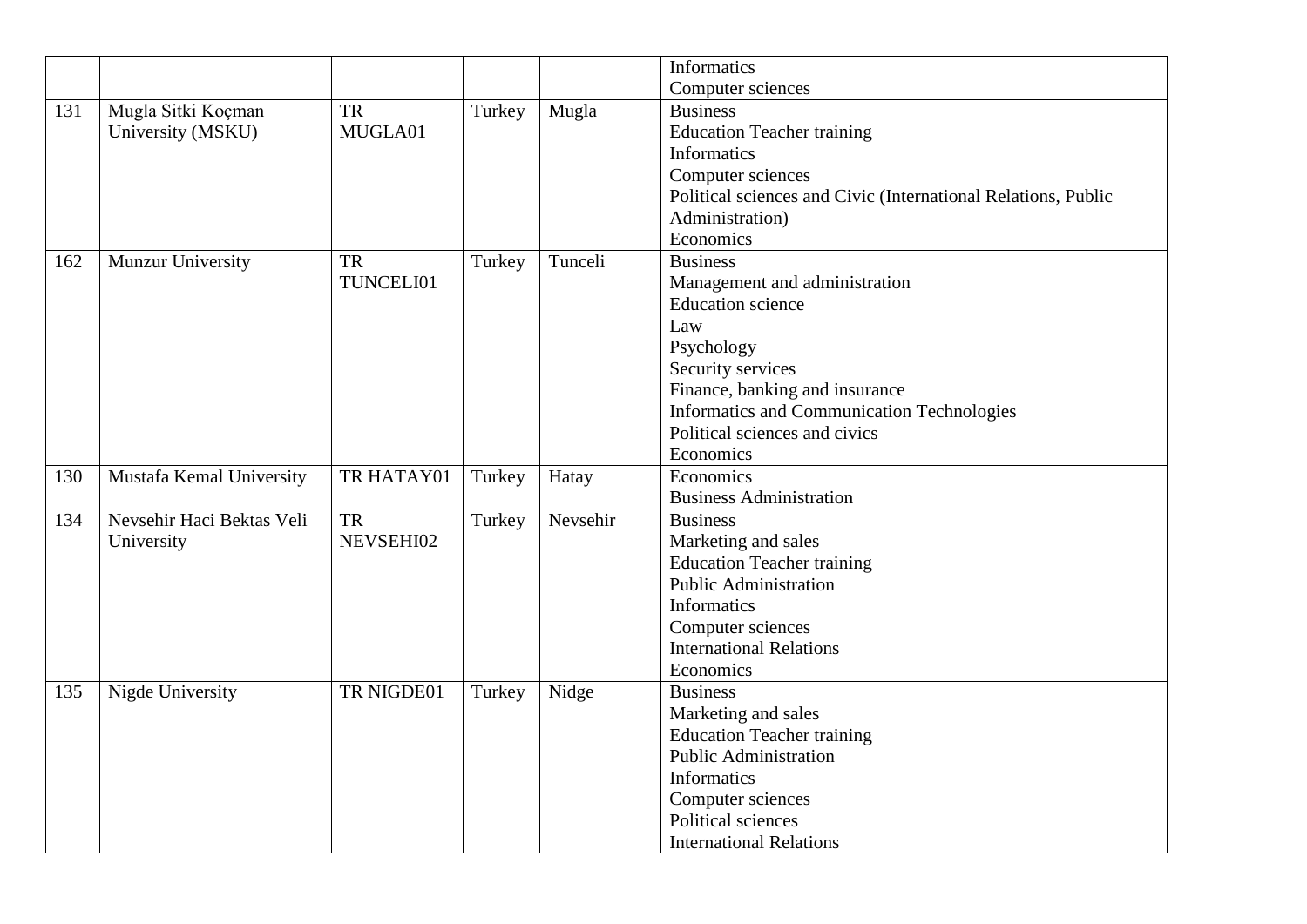| | | | | | |
|---|---|---|---|---|---|
| | | | | | Informatics<br>Computer sciences |
| 131 | Mugla Sitki Koçman University (MSKU) | TR MUGLA01 | Turkey | Mugla | Business<br>Education Teacher training<br>Informatics<br>Computer sciences<br>Political sciences and Civic (International Relations, Public Administration)<br>Economics |
| 162 | Munzur University | TR TUNCELI01 | Turkey | Tunceli | Business<br>Management and administration<br>Education science<br>Law<br>Psychology<br>Security services<br>Finance, banking and insurance<br>Informatics and Communication Technologies<br>Political sciences and civics<br>Economics |
| 130 | Mustafa Kemal University | TR HATAY01 | Turkey | Hatay | Economics<br>Business Administration |
| 134 | Nevsehir Haci Bektas Veli University | TR NEVSEHI02 | Turkey | Nevsehir | Business<br>Marketing and sales<br>Education Teacher training<br>Public Administration<br>Informatics<br>Computer sciences<br>International Relations<br>Economics |
| 135 | Nigde University | TR NIGDE01 | Turkey | Nidge | Business<br>Marketing and sales<br>Education Teacher training<br>Public Administration<br>Informatics<br>Computer sciences<br>Political sciences<br>International Relations |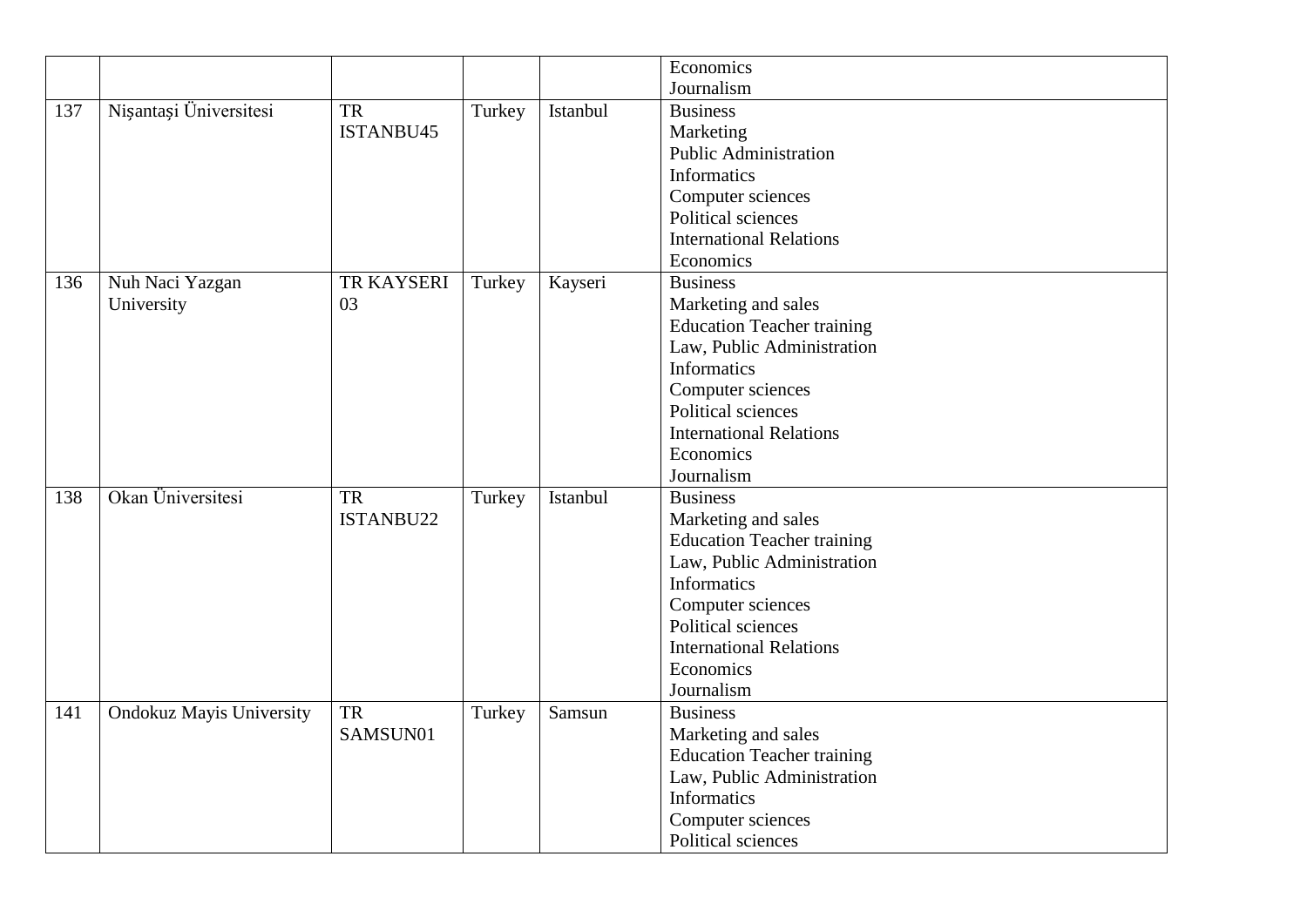| | | | | | |
|---|---|---|---|---|---|
| | | | | | Economics<br>Journalism |
| 137 | Nişantaşi Üniversitesi | TR ISTANBU45 | Turkey | Istanbul | Business<br>Marketing<br>Public Administration<br>Informatics<br>Computer sciences<br>Political sciences<br>International Relations<br>Economics |
| 136 | Nuh Naci Yazgan University | TR KAYSERI 03 | Turkey | Kayseri | Business<br>Marketing and sales<br>Education Teacher training<br>Law, Public Administration<br>Informatics<br>Computer sciences<br>Political sciences<br>International Relations<br>Economics<br>Journalism |
| 138 | Okan Üniversitesi | TR ISTANBU22 | Turkey | Istanbul | Business<br>Marketing and sales<br>Education Teacher training<br>Law, Public Administration<br>Informatics<br>Computer sciences<br>Political sciences<br>International Relations<br>Economics<br>Journalism |
| 141 | Ondokuz Mayis University | TR SAMSUN01 | Turkey | Samsun | Business<br>Marketing and sales<br>Education Teacher training<br>Law, Public Administration<br>Informatics<br>Computer sciences<br>Political sciences |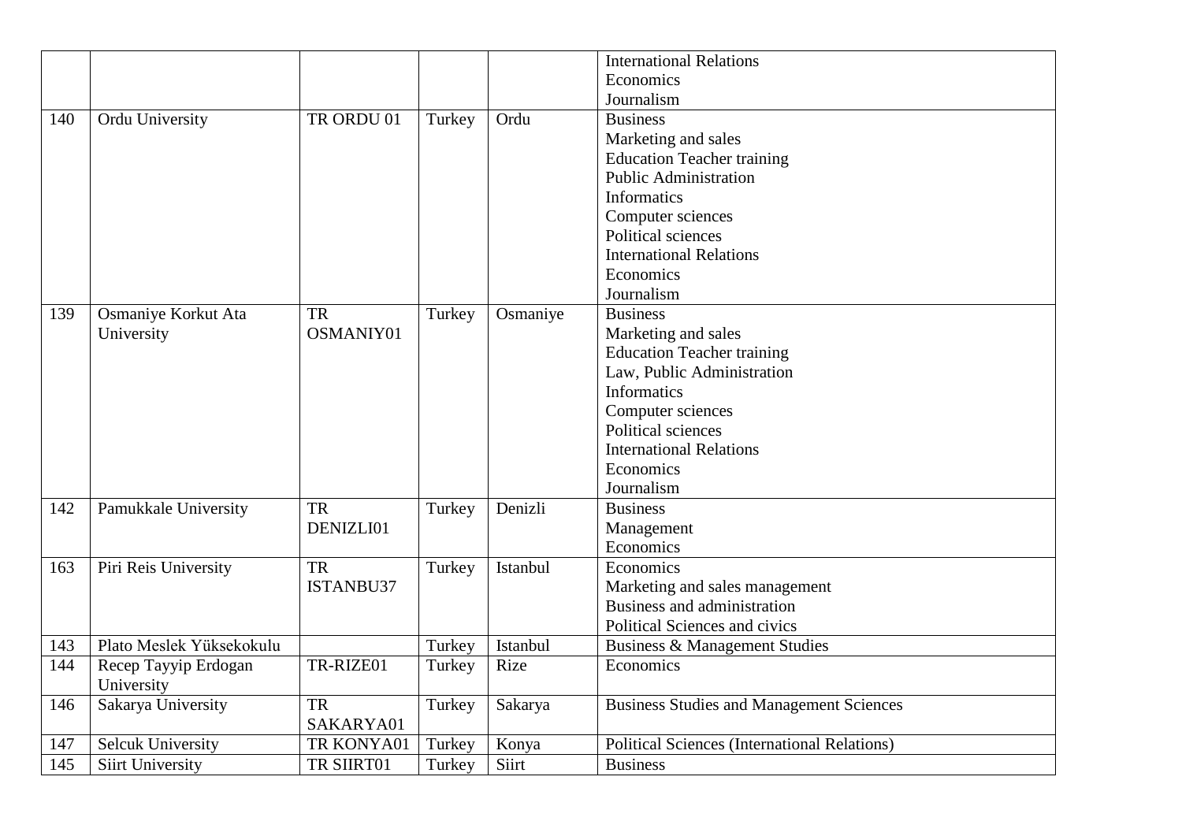| | | | | | |
|---|---|---|---|---|---|
| | | | | | International Relations<br>Economics<br>Journalism |
| 140 | Ordu University | TR ORDU 01 | Turkey | Ordu | Business<br>Marketing and sales<br>Education Teacher training<br>Public Administration<br>Informatics<br>Computer sciences<br>Political sciences<br>International Relations<br>Economics<br>Journalism |
| 139 | Osmaniye Korkut Ata University | TR OSMANIY01 | Turkey | Osmaniye | Business<br>Marketing and sales<br>Education Teacher training<br>Law, Public Administration<br>Informatics<br>Computer sciences<br>Political sciences<br>International Relations<br>Economics<br>Journalism |
| 142 | Pamukkale University | TR DENIZLI01 | Turkey | Denizli | Business<br>Management<br>Economics |
| 163 | Piri Reis University | TR ISTANBU37 | Turkey | Istanbul | Economics<br>Marketing and sales management<br>Business and administration<br>Political Sciences and civics |
| 143 | Plato Meslek Yüksekokulu | | Turkey | Istanbul | Business & Management Studies |
| 144 | Recep Tayyip Erdogan University | TR-RIZE01 | Turkey | Rize | Economics |
| 146 | Sakarya University | TR SAKARYA01 | Turkey | Sakarya | Business Studies and Management Sciences |
| 147 | Selcuk University | TR KONYA01 | Turkey | Konya | Political Sciences (International Relations) |
| 145 | Siirt University | TR SIIRT01 | Turkey | Siirt | Business |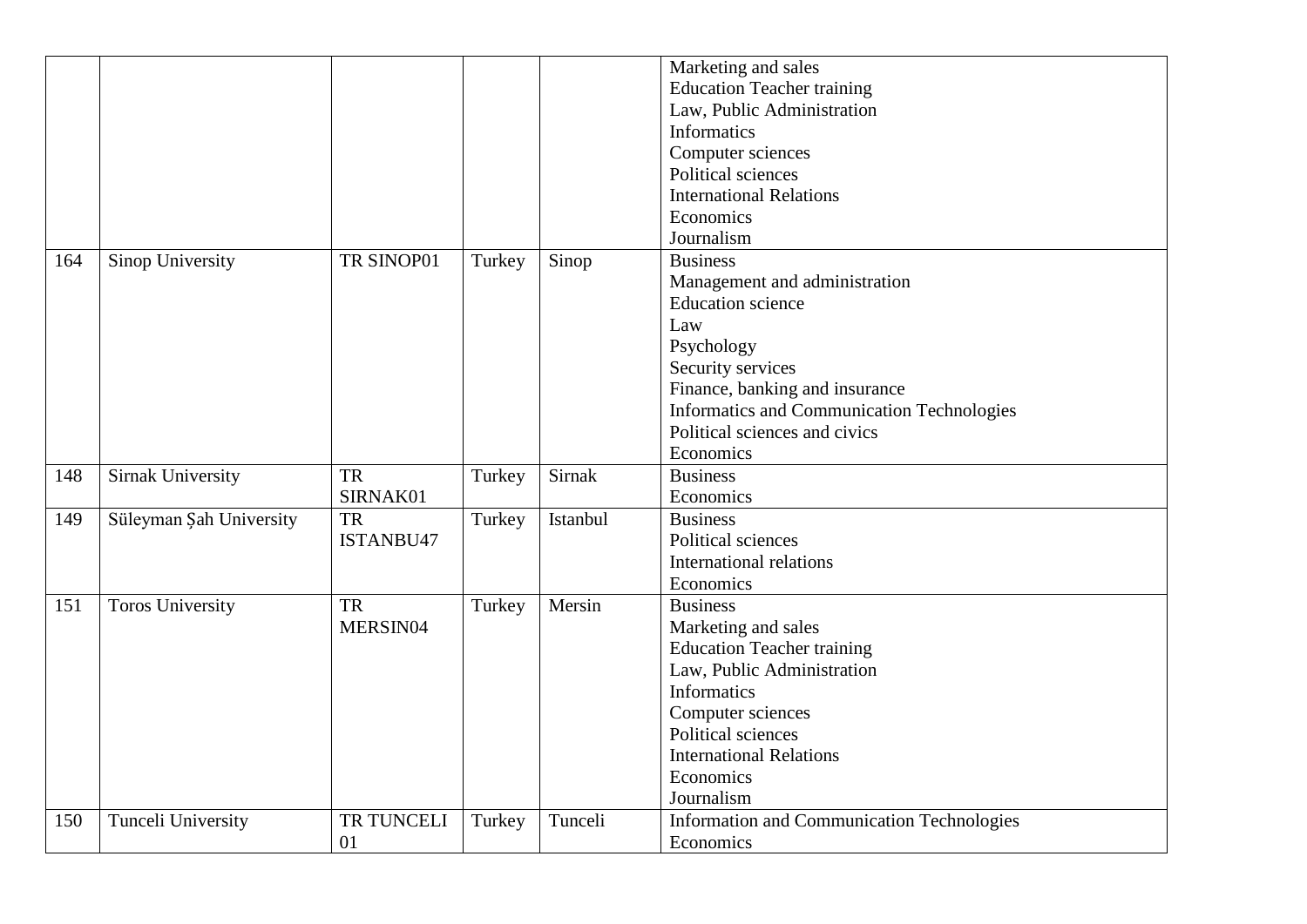| | | | | | |
|---|---|---|---|---|---|
| | | | | | Marketing and sales<br>Education Teacher training<br>Law, Public Administration<br>Informatics<br>Computer sciences<br>Political sciences<br>International Relations<br>Economics<br>Journalism |
| 164 | Sinop University | TR SINOP01 | Turkey | Sinop | Business<br>Management and administration<br>Education science<br>Law<br>Psychology<br>Security services<br>Finance, banking and insurance<br>Informatics and Communication Technologies<br>Political sciences and civics<br>Economics |
| 148 | Sirnak University | TR SIRNAK01 | Turkey | Sirnak | Business<br>Economics |
| 149 | Süleyman Şah University | TR ISTANBU47 | Turkey | Istanbul | Business<br>Political sciences<br>International relations<br>Economics |
| 151 | Toros University | TR MERSIN04 | Turkey | Mersin | Business<br>Marketing and sales<br>Education Teacher training<br>Law, Public Administration<br>Informatics<br>Computer sciences<br>Political sciences<br>International Relations<br>Economics<br>Journalism |
| 150 | Tunceli University | TR TUNCELI 01 | Turkey | Tunceli | Information and Communication Technologies<br>Economics |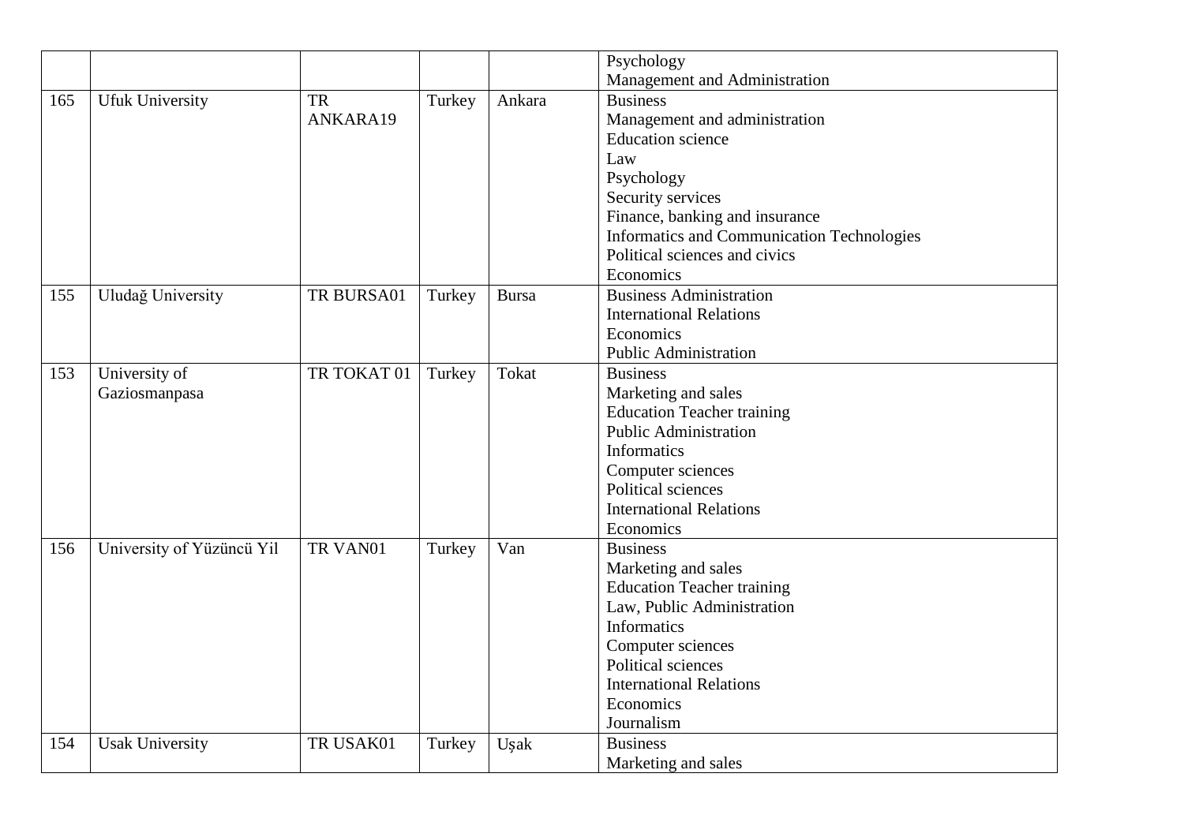| | | | | | |
|---|---|---|---|---|---|
| | | | | | Psychology<br>Management and Administration |
| 165 | Ufuk University | TR ANKARA19 | Turkey | Ankara | Business<br>Management and administration<br>Education science<br>Law<br>Psychology<br>Security services<br>Finance, banking and insurance<br>Informatics and Communication Technologies<br>Political sciences and civics<br>Economics |
| 155 | Uludağ University | TR BURSA01 | Turkey | Bursa | Business Administration<br>International Relations<br>Economics<br>Public Administration |
| 153 | University of Gaziosmanpasa | TR TOKAT 01 | Turkey | Tokat | Business<br>Marketing and sales<br>Education Teacher training<br>Public Administration<br>Informatics<br>Computer sciences<br>Political sciences<br>International Relations<br>Economics |
| 156 | University of Yüzüncü Yil | TR VAN01 | Turkey | Van | Business<br>Marketing and sales<br>Education Teacher training<br>Law, Public Administration<br>Informatics<br>Computer sciences<br>Political sciences<br>International Relations<br>Economics<br>Journalism |
| 154 | Usak University | TR USAK01 | Turkey | Uşak | Business<br>Marketing and sales |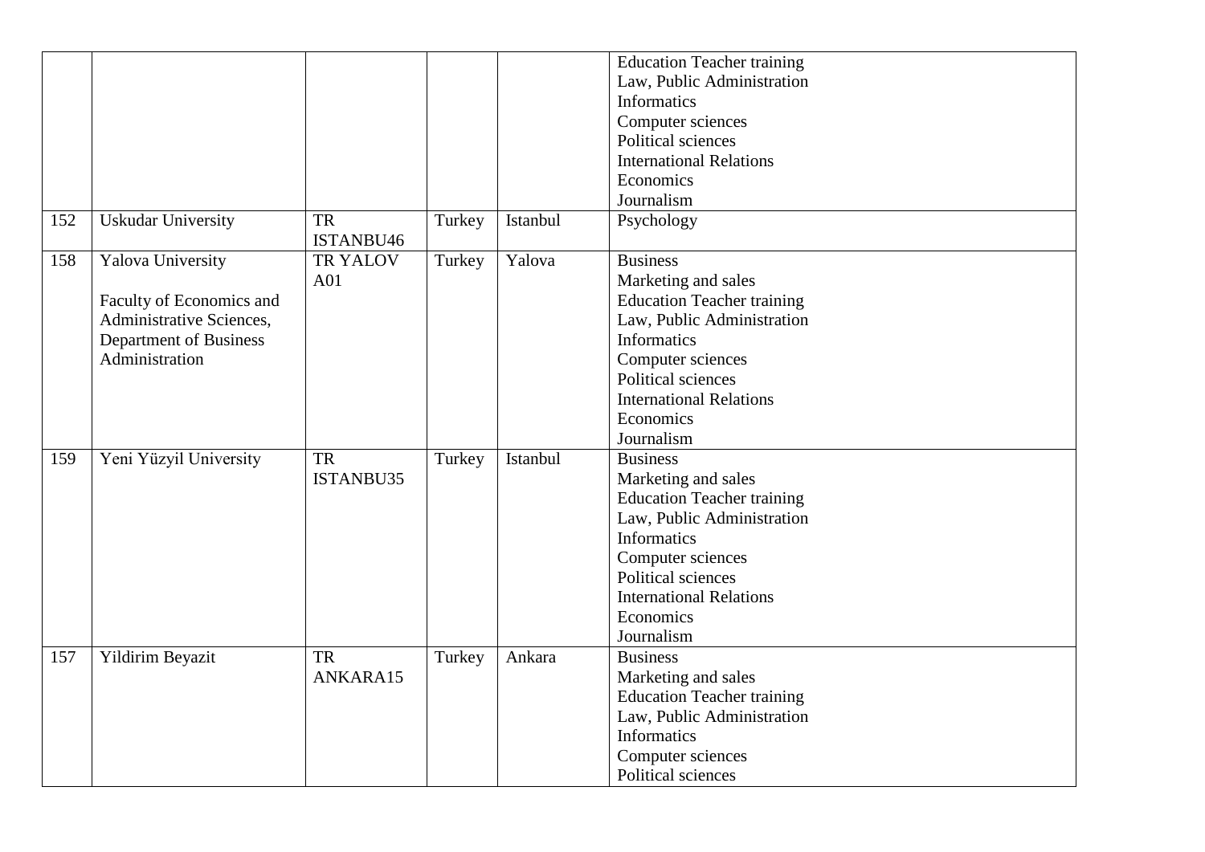|  |  |  |  |  |  |
|---|---|---|---|---|---|
|  |  |  |  |  | Education Teacher training<br>Law, Public Administration<br>Informatics<br>Computer sciences<br>Political sciences<br>International Relations<br>Economics<br>Journalism |
| 152 | Uskudar University | TR ISTANBU46 | Turkey | Istanbul | Psychology |
| 158 | Yalova University<br><br>Faculty of Economics and Administrative Sciences, Department of Business Administration | TR YALOV A01 | Turkey | Yalova | Business<br>Marketing and sales<br>Education Teacher training<br>Law, Public Administration<br>Informatics<br>Computer sciences<br>Political sciences<br>International Relations<br>Economics<br>Journalism |
| 159 | Yeni Yüzyil University | TR ISTANBU35 | Turkey | Istanbul | Business<br>Marketing and sales<br>Education Teacher training<br>Law, Public Administration<br>Informatics<br>Computer sciences<br>Political sciences<br>International Relations<br>Economics<br>Journalism |
| 157 | Yildirim Beyazit | TR ANKARA15 | Turkey | Ankara | Business<br>Marketing and sales<br>Education Teacher training<br>Law, Public Administration<br>Informatics<br>Computer sciences<br>Political sciences |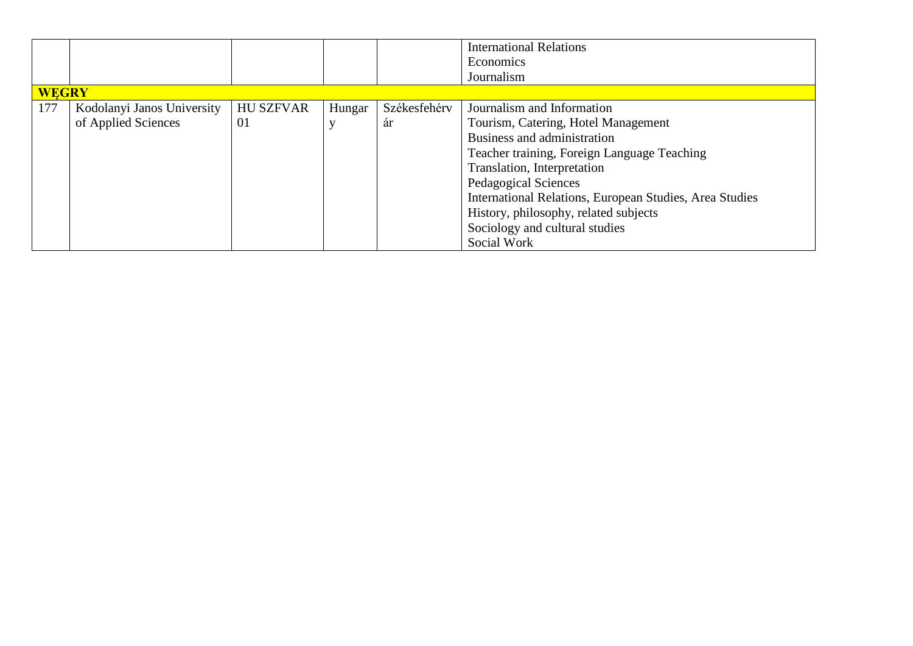| | | | | | |
|---|---|---|---|---|---|
| | | | | | International Relations<br>Economics<br>Journalism |
| **WĘGRY** | | | | | |
| 177 | Kodolanyi Janos University of Applied Sciences | HU SZFVAR 01 | Hungary | Székesfehérvár | Journalism and Information<br>Tourism, Catering, Hotel Management<br>Business and administration<br>Teacher training, Foreign Language Teaching<br>Translation, Interpretation<br>Pedagogical Sciences<br>International Relations, European Studies, Area Studies<br>History, philosophy, related subjects<br>Sociology and cultural studies<br>Social Work |